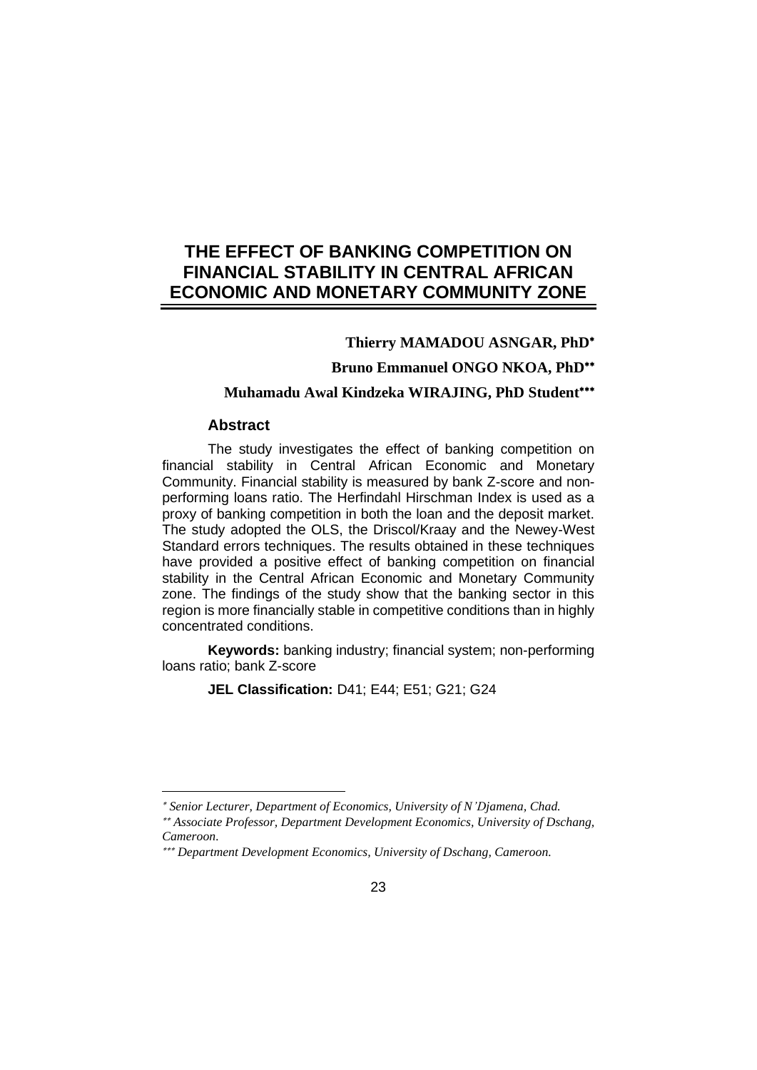# THE EFFECT OF BANKING COMPETITION ON FINANCIAL STABILITY IN CENTRAL AFRICAN ECONOMIC AND MONETARY COMMUNITY ZONE

**Thierry MAMADOU ASNGAR, PhD**[*]

**Bruno Emmanuel ONGO NKOA, PhD**[**]

**Muhamadu Awal Kindzeka WIRAJING, PhD Student**[***]

## Abstract

The study investigates the effect of banking competition on financial stability in Central African Economic and Monetary Community. Financial stability is measured by bank Z-score and non-performing loans ratio. The Herfindahl Hirschman Index is used as a proxy of banking competition in both the loan and the deposit market. The study adopted the OLS, the Driscol/Kraay and the Newey-West Standard errors techniques. The results obtained in these techniques have provided a positive effect of banking competition on financial stability in the Central African Economic and Monetary Community zone. The findings of the study show that the banking sector in this region is more financially stable in competitive conditions than in highly concentrated conditions.

**Keywords:** banking industry; financial system; non-performing loans ratio; bank Z-score

**JEL Classification:** D41; E44; E51; G21; G24

---

[*] *Senior Lecturer, Department of Economics, University of N'Djamena, Chad.*

[**] *Associate Professor, Department Development Economics, University of Dschang, Cameroon.*

[***] *Department Development Economics, University of Dschang, Cameroon.*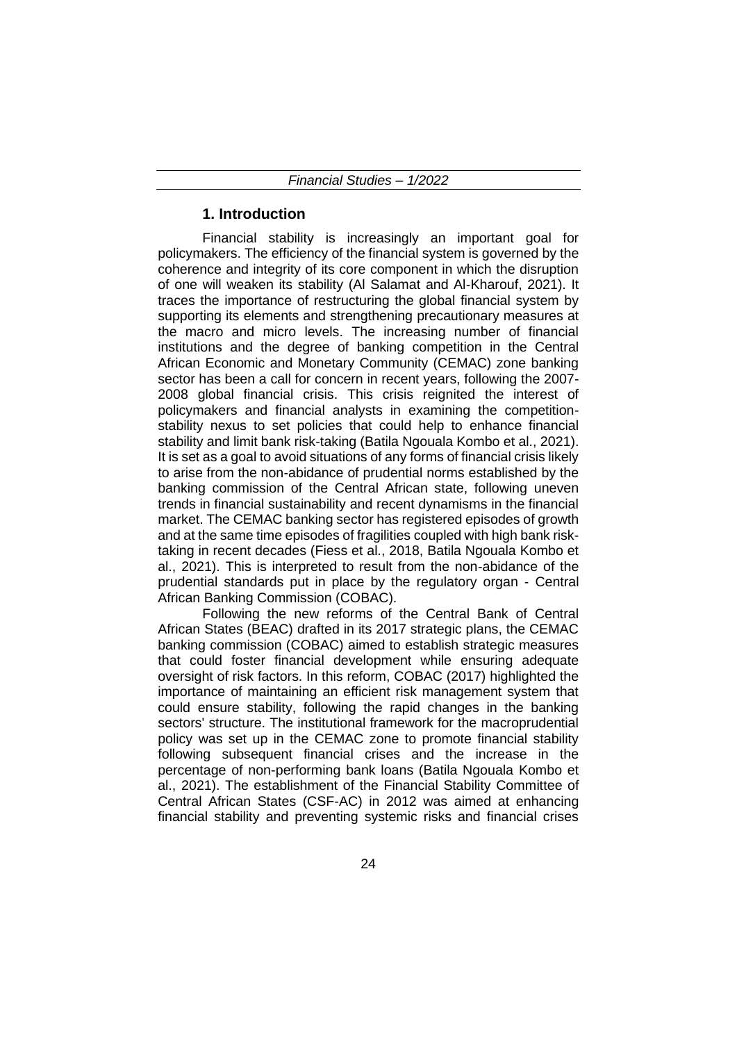## 1. Introduction

Financial stability is increasingly an important goal for policymakers. The efficiency of the financial system is governed by the coherence and integrity of its core component in which the disruption of one will weaken its stability (Al Salamat and Al-Kharouf, 2021). It traces the importance of restructuring the global financial system by supporting its elements and strengthening precautionary measures at the macro and micro levels. The increasing number of financial institutions and the degree of banking competition in the Central African Economic and Monetary Community (CEMAC) zone banking sector has been a call for concern in recent years, following the 2007-2008 global financial crisis. This crisis reignited the interest of policymakers and financial analysts in examining the competition-stability nexus to set policies that could help to enhance financial stability and limit bank risk-taking (Batila Ngouala Kombo et al., 2021). It is set as a goal to avoid situations of any forms of financial crisis likely to arise from the non-abidance of prudential norms established by the banking commission of the Central African state, following uneven trends in financial sustainability and recent dynamisms in the financial market. The CEMAC banking sector has registered episodes of growth and at the same time episodes of fragilities coupled with high bank risk-taking in recent decades (Fiess et al., 2018, Batila Ngouala Kombo et al., 2021). This is interpreted to result from the non-abidance of the prudential standards put in place by the regulatory organ - Central African Banking Commission (COBAC).

Following the new reforms of the Central Bank of Central African States (BEAC) drafted in its 2017 strategic plans, the CEMAC banking commission (COBAC) aimed to establish strategic measures that could foster financial development while ensuring adequate oversight of risk factors. In this reform, COBAC (2017) highlighted the importance of maintaining an efficient risk management system that could ensure stability, following the rapid changes in the banking sectors' structure. The institutional framework for the macroprudential policy was set up in the CEMAC zone to promote financial stability following subsequent financial crises and the increase in the percentage of non-performing bank loans (Batila Ngouala Kombo et al., 2021). The establishment of the Financial Stability Committee of Central African States (CSF-AC) in 2012 was aimed at enhancing financial stability and preventing systemic risks and financial crises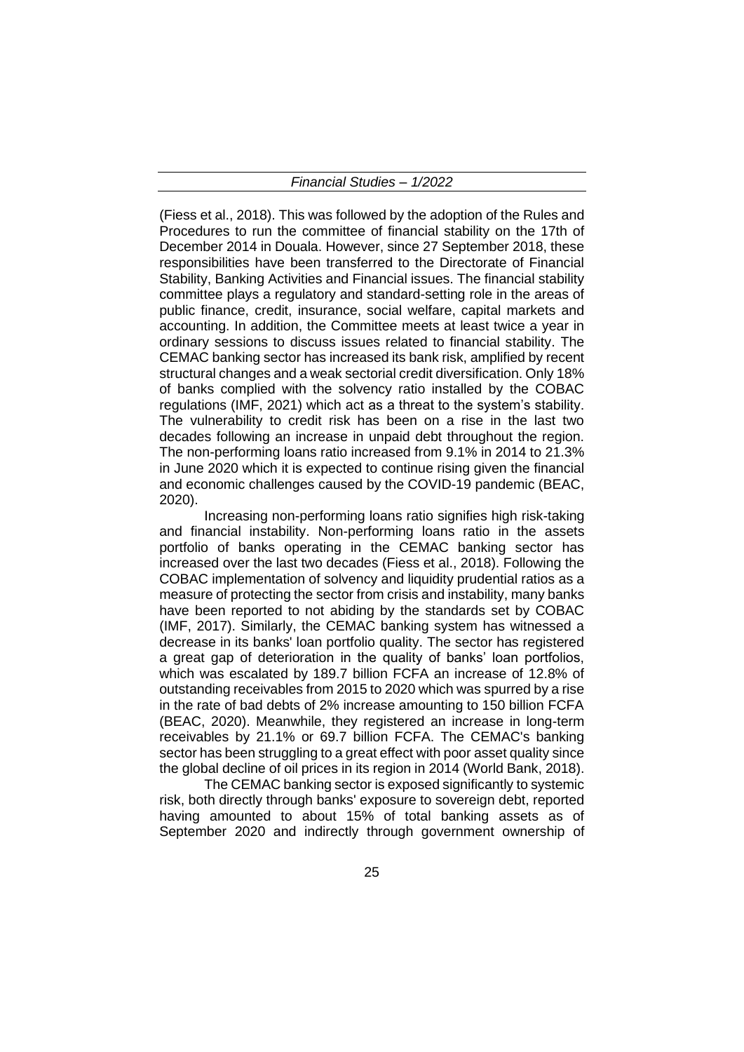(Fiess et al., 2018). This was followed by the adoption of the Rules and Procedures to run the committee of financial stability on the 17th of December 2014 in Douala. However, since 27 September 2018, these responsibilities have been transferred to the Directorate of Financial Stability, Banking Activities and Financial issues. The financial stability committee plays a regulatory and standard-setting role in the areas of public finance, credit, insurance, social welfare, capital markets and accounting. In addition, the Committee meets at least twice a year in ordinary sessions to discuss issues related to financial stability. The CEMAC banking sector has increased its bank risk, amplified by recent structural changes and a weak sectorial credit diversification. Only 18% of banks complied with the solvency ratio installed by the COBAC regulations (IMF, 2021) which act as a threat to the system's stability. The vulnerability to credit risk has been on a rise in the last two decades following an increase in unpaid debt throughout the region. The non-performing loans ratio increased from 9.1% in 2014 to 21.3% in June 2020 which it is expected to continue rising given the financial and economic challenges caused by the COVID-19 pandemic (BEAC, 2020).

Increasing non-performing loans ratio signifies high risk-taking and financial instability. Non-performing loans ratio in the assets portfolio of banks operating in the CEMAC banking sector has increased over the last two decades (Fiess et al., 2018). Following the COBAC implementation of solvency and liquidity prudential ratios as a measure of protecting the sector from crisis and instability, many banks have been reported to not abiding by the standards set by COBAC (IMF, 2017). Similarly, the CEMAC banking system has witnessed a decrease in its banks' loan portfolio quality. The sector has registered a great gap of deterioration in the quality of banks' loan portfolios, which was escalated by 189.7 billion FCFA an increase of 12.8% of outstanding receivables from 2015 to 2020 which was spurred by a rise in the rate of bad debts of 2% increase amounting to 150 billion FCFA (BEAC, 2020). Meanwhile, they registered an increase in long-term receivables by 21.1% or 69.7 billion FCFA. The CEMAC's banking sector has been struggling to a great effect with poor asset quality since the global decline of oil prices in its region in 2014 (World Bank, 2018).

The CEMAC banking sector is exposed significantly to systemic risk, both directly through banks' exposure to sovereign debt, reported having amounted to about 15% of total banking assets as of September 2020 and indirectly through government ownership of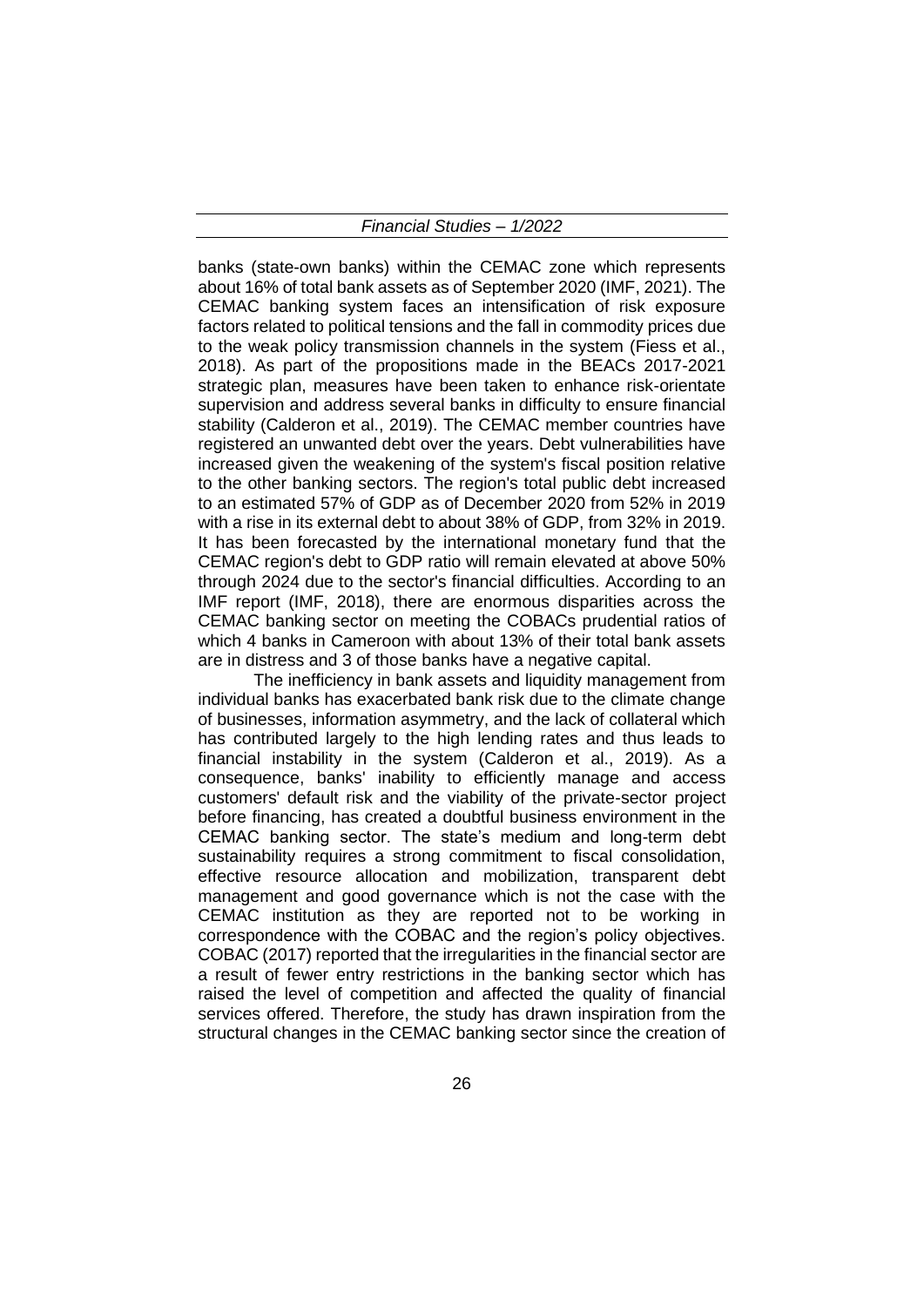banks (state-own banks) within the CEMAC zone which represents about 16% of total bank assets as of September 2020 (IMF, 2021). The CEMAC banking system faces an intensification of risk exposure factors related to political tensions and the fall in commodity prices due to the weak policy transmission channels in the system (Fiess et al., 2018). As part of the propositions made in the BEACs 2017-2021 strategic plan, measures have been taken to enhance risk-orientate supervision and address several banks in difficulty to ensure financial stability (Calderon et al., 2019). The CEMAC member countries have registered an unwanted debt over the years. Debt vulnerabilities have increased given the weakening of the system's fiscal position relative to the other banking sectors. The region's total public debt increased to an estimated 57% of GDP as of December 2020 from 52% in 2019 with a rise in its external debt to about 38% of GDP, from 32% in 2019. It has been forecasted by the international monetary fund that the CEMAC region's debt to GDP ratio will remain elevated at above 50% through 2024 due to the sector's financial difficulties. According to an IMF report (IMF, 2018), there are enormous disparities across the CEMAC banking sector on meeting the COBACs prudential ratios of which 4 banks in Cameroon with about 13% of their total bank assets are in distress and 3 of those banks have a negative capital.

The inefficiency in bank assets and liquidity management from individual banks has exacerbated bank risk due to the climate change of businesses, information asymmetry, and the lack of collateral which has contributed largely to the high lending rates and thus leads to financial instability in the system (Calderon et al., 2019). As a consequence, banks' inability to efficiently manage and access customers' default risk and the viability of the private-sector project before financing, has created a doubtful business environment in the CEMAC banking sector. The state's medium and long-term debt sustainability requires a strong commitment to fiscal consolidation, effective resource allocation and mobilization, transparent debt management and good governance which is not the case with the CEMAC institution as they are reported not to be working in correspondence with the COBAC and the region's policy objectives. COBAC (2017) reported that the irregularities in the financial sector are a result of fewer entry restrictions in the banking sector which has raised the level of competition and affected the quality of financial services offered. Therefore, the study has drawn inspiration from the structural changes in the CEMAC banking sector since the creation of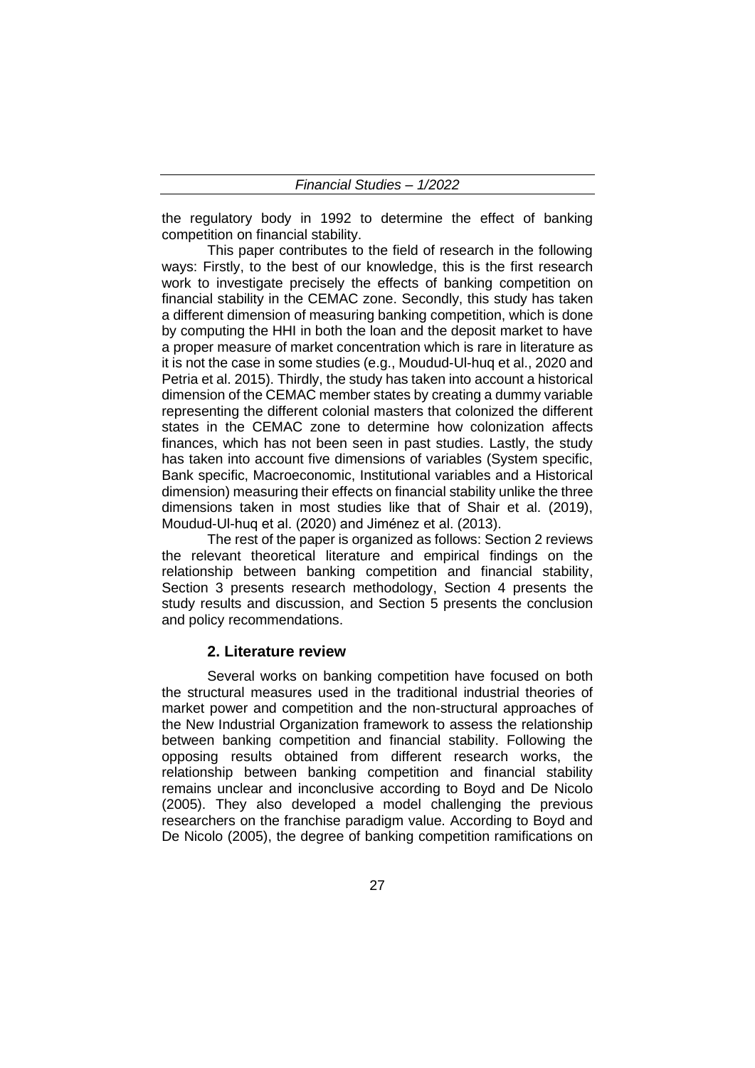the regulatory body in 1992 to determine the effect of banking competition on financial stability.

This paper contributes to the field of research in the following ways: Firstly, to the best of our knowledge, this is the first research work to investigate precisely the effects of banking competition on financial stability in the CEMAC zone. Secondly, this study has taken a different dimension of measuring banking competition, which is done by computing the HHI in both the loan and the deposit market to have a proper measure of market concentration which is rare in literature as it is not the case in some studies (e.g., Moudud-Ul-huq et al., 2020 and Petria et al. 2015). Thirdly, the study has taken into account a historical dimension of the CEMAC member states by creating a dummy variable representing the different colonial masters that colonized the different states in the CEMAC zone to determine how colonization affects finances, which has not been seen in past studies. Lastly, the study has taken into account five dimensions of variables (System specific, Bank specific, Macroeconomic, Institutional variables and a Historical dimension) measuring their effects on financial stability unlike the three dimensions taken in most studies like that of Shair et al. (2019), Moudud-Ul-huq et al. (2020) and Jiménez et al. (2013).

The rest of the paper is organized as follows: Section 2 reviews the relevant theoretical literature and empirical findings on the relationship between banking competition and financial stability, Section 3 presents research methodology, Section 4 presents the study results and discussion, and Section 5 presents the conclusion and policy recommendations.

## 2. Literature review

Several works on banking competition have focused on both the structural measures used in the traditional industrial theories of market power and competition and the non-structural approaches of the New Industrial Organization framework to assess the relationship between banking competition and financial stability. Following the opposing results obtained from different research works, the relationship between banking competition and financial stability remains unclear and inconclusive according to Boyd and De Nicolo (2005). They also developed a model challenging the previous researchers on the franchise paradigm value. According to Boyd and De Nicolo (2005), the degree of banking competition ramifications on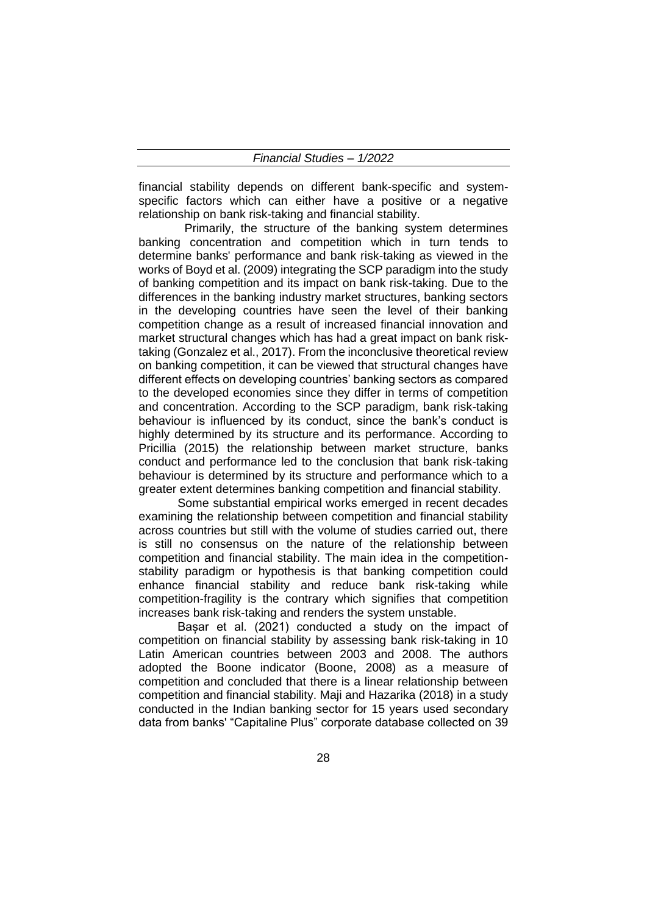financial stability depends on different bank-specific and system-specific factors which can either have a positive or a negative relationship on bank risk-taking and financial stability.

Primarily, the structure of the banking system determines banking concentration and competition which in turn tends to determine banks' performance and bank risk-taking as viewed in the works of Boyd et al. (2009) integrating the SCP paradigm into the study of banking competition and its impact on bank risk-taking. Due to the differences in the banking industry market structures, banking sectors in the developing countries have seen the level of their banking competition change as a result of increased financial innovation and market structural changes which has had a great impact on bank risk-taking (Gonzalez et al., 2017). From the inconclusive theoretical review on banking competition, it can be viewed that structural changes have different effects on developing countries' banking sectors as compared to the developed economies since they differ in terms of competition and concentration. According to the SCP paradigm, bank risk-taking behaviour is influenced by its conduct, since the bank's conduct is highly determined by its structure and its performance. According to Pricillia (2015) the relationship between market structure, banks conduct and performance led to the conclusion that bank risk-taking behaviour is determined by its structure and performance which to a greater extent determines banking competition and financial stability.

Some substantial empirical works emerged in recent decades examining the relationship between competition and financial stability across countries but still with the volume of studies carried out, there is still no consensus on the nature of the relationship between competition and financial stability. The main idea in the competition-stability paradigm or hypothesis is that banking competition could enhance financial stability and reduce bank risk-taking while competition-fragility is the contrary which signifies that competition increases bank risk-taking and renders the system unstable.

Bașar et al. (2021) conducted a study on the impact of competition on financial stability by assessing bank risk-taking in 10 Latin American countries between 2003 and 2008. The authors adopted the Boone indicator (Boone, 2008) as a measure of competition and concluded that there is a linear relationship between competition and financial stability. Maji and Hazarika (2018) in a study conducted in the Indian banking sector for 15 years used secondary data from banks' "Capitaline Plus" corporate database collected on 39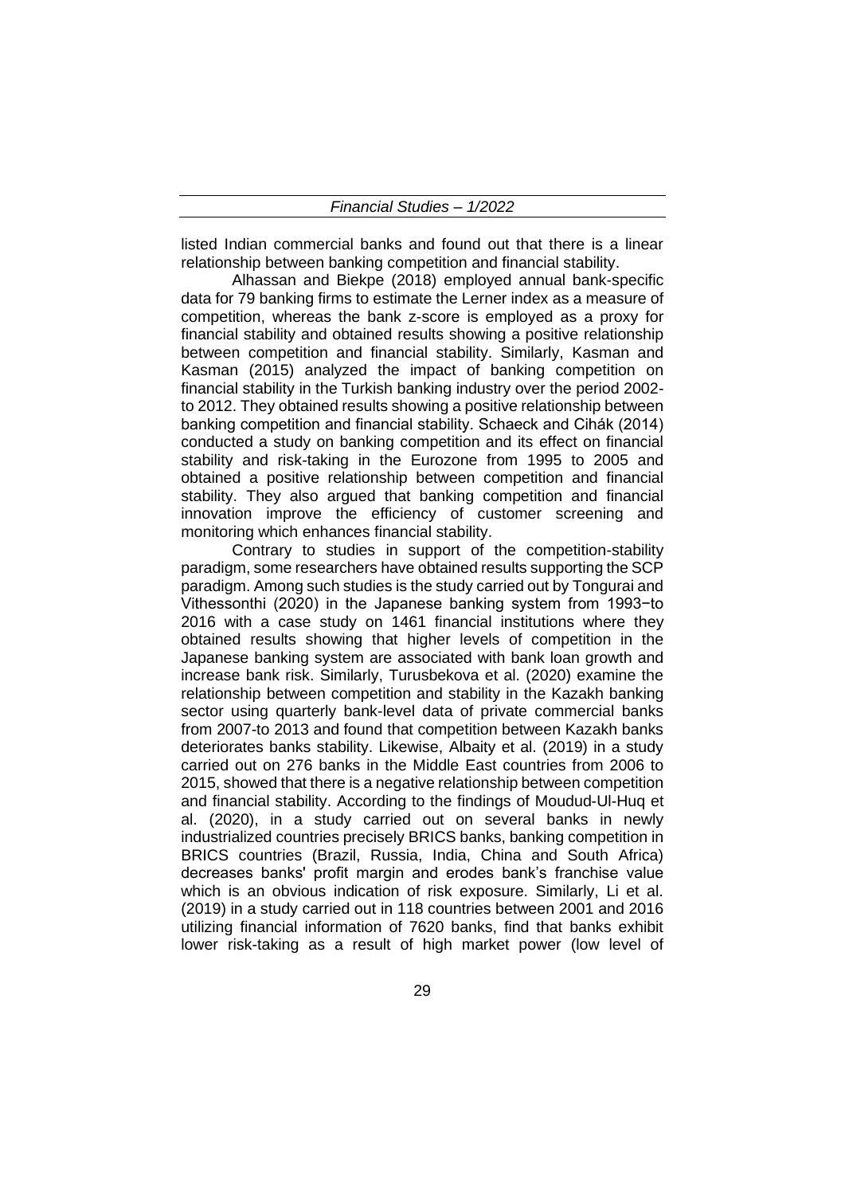listed Indian commercial banks and found out that there is a linear relationship between banking competition and financial stability.

Alhassan and Biekpe (2018) employed annual bank-specific data for 79 banking firms to estimate the Lerner index as a measure of competition, whereas the bank z-score is employed as a proxy for financial stability and obtained results showing a positive relationship between competition and financial stability. Similarly, Kasman and Kasman (2015) analyzed the impact of banking competition on financial stability in the Turkish banking industry over the period 2002-to 2012. They obtained results showing a positive relationship between banking competition and financial stability. Schaeck and Cihák (2014) conducted a study on banking competition and its effect on financial stability and risk-taking in the Eurozone from 1995 to 2005 and obtained a positive relationship between competition and financial stability. They also argued that banking competition and financial innovation improve the efficiency of customer screening and monitoring which enhances financial stability.

Contrary to studies in support of the competition-stability paradigm, some researchers have obtained results supporting the SCP paradigm. Among such studies is the study carried out by Tongurai and Vithessonthi (2020) in the Japanese banking system from 1993−to 2016 with a case study on 1461 financial institutions where they obtained results showing that higher levels of competition in the Japanese banking system are associated with bank loan growth and increase bank risk. Similarly, Turusbekova et al. (2020) examine the relationship between competition and stability in the Kazakh banking sector using quarterly bank-level data of private commercial banks from 2007-to 2013 and found that competition between Kazakh banks deteriorates banks stability. Likewise, Albaity et al. (2019) in a study carried out on 276 banks in the Middle East countries from 2006 to 2015, showed that there is a negative relationship between competition and financial stability. According to the findings of Moudud-Ul-Huq et al. (2020), in a study carried out on several banks in newly industrialized countries precisely BRICS banks, banking competition in BRICS countries (Brazil, Russia, India, China and South Africa) decreases banks' profit margin and erodes bank's franchise value which is an obvious indication of risk exposure. Similarly, Li et al. (2019) in a study carried out in 118 countries between 2001 and 2016 utilizing financial information of 7620 banks, find that banks exhibit lower risk-taking as a result of high market power (low level of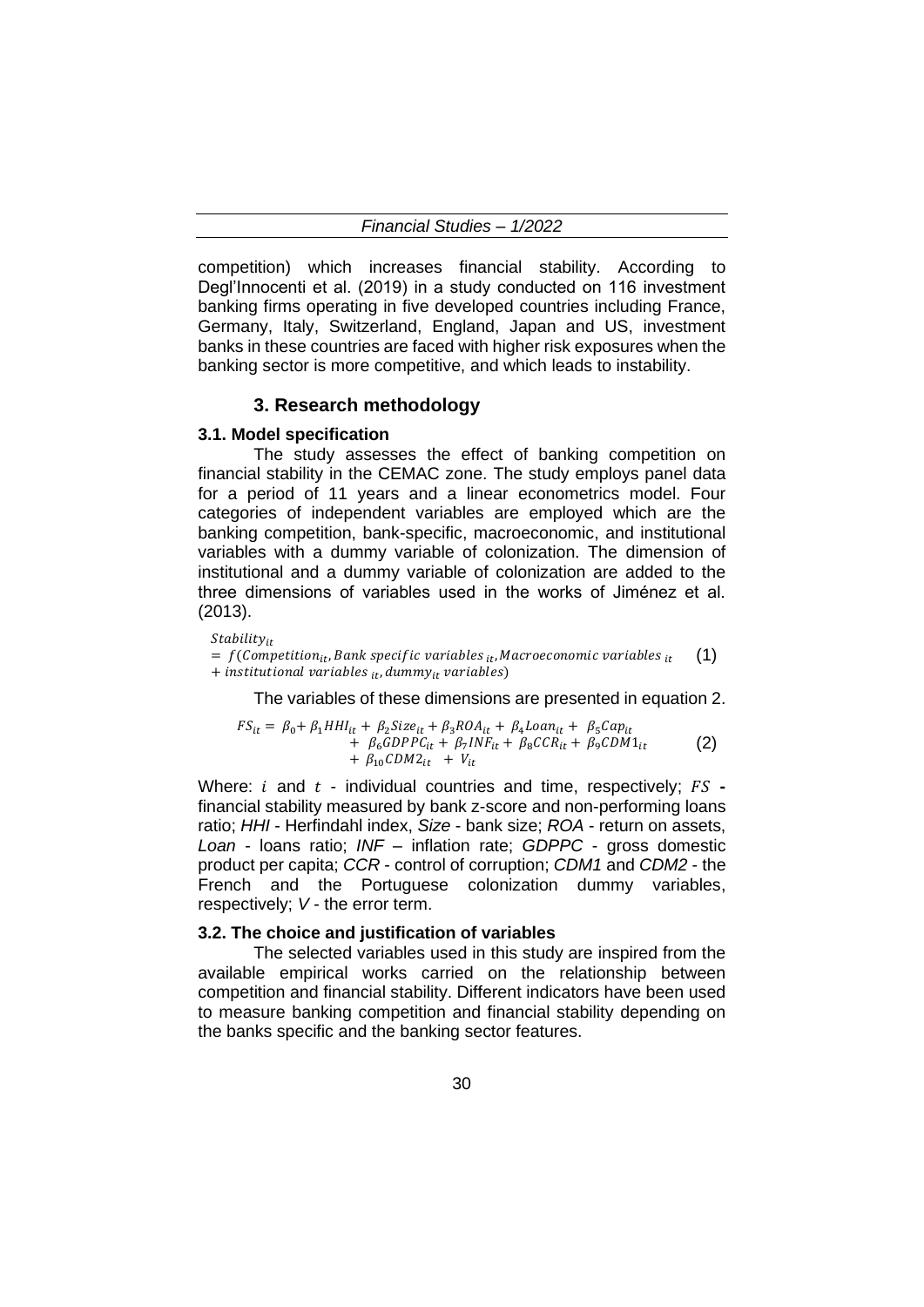competition) which increases financial stability. According to Degl'Innocenti et al. (2019) in a study conducted on 116 investment banking firms operating in five developed countries including France, Germany, Italy, Switzerland, England, Japan and US, investment banks in these countries are faced with higher risk exposures when the banking sector is more competitive, and which leads to instability.

## 3. Research methodology

### 3.1. Model specification

The study assesses the effect of banking competition on financial stability in the CEMAC zone. The study employs panel data for a period of 11 years and a linear econometrics model. Four categories of independent variables are employed which are the banking competition, bank-specific, macroeconomic, and institutional variables with a dummy variable of colonization. The dimension of institutional and a dummy variable of colonization are added to the three dimensions of variables used in the works of Jiménez et al. (2013).

$$
\begin{aligned}
&Stability_{it} \\
&= f(Competition_{it}, Bank\ specific\ variables_{it}, Macroeconomic\ variables_{it} \\
&+ institutional\ variables_{it}, dummy_{it}\ variables)
\end{aligned} \tag{1}
$$

The variables of these dimensions are presented in equation 2.

$$
\begin{aligned}
FS_{it} = \beta_0 + \beta_1 HHI_{it} + \beta_2 Size_{it} + \beta_3 ROA_{it} + \beta_4 Loan_{it} + \beta_5 Cap_{it} \\
+ \beta_6 GDPPC_{it} + \beta_7 INF_{it} + \beta_8 CCR_{it} + \beta_9 CDM1_{it} \\
+ \beta_{10} CDM2_{it} + V_{it}
\end{aligned} \tag{2}
$$

Where: $i$ and $t$ - individual countries and time, respectively; $FS$ - financial stability measured by bank z-score and non-performing loans ratio; *HHI* - Herfindahl index, *Size* - bank size; *ROA* - return on assets, *Loan* - loans ratio; *INF* – inflation rate; *GDPPC* - gross domestic product per capita; *CCR* - control of corruption; *CDM1* and *CDM2* - the French and the Portuguese colonization dummy variables, respectively; *V* - the error term.

### 3.2. The choice and justification of variables

The selected variables used in this study are inspired from the available empirical works carried on the relationship between competition and financial stability. Different indicators have been used to measure banking competition and financial stability depending on the banks specific and the banking sector features.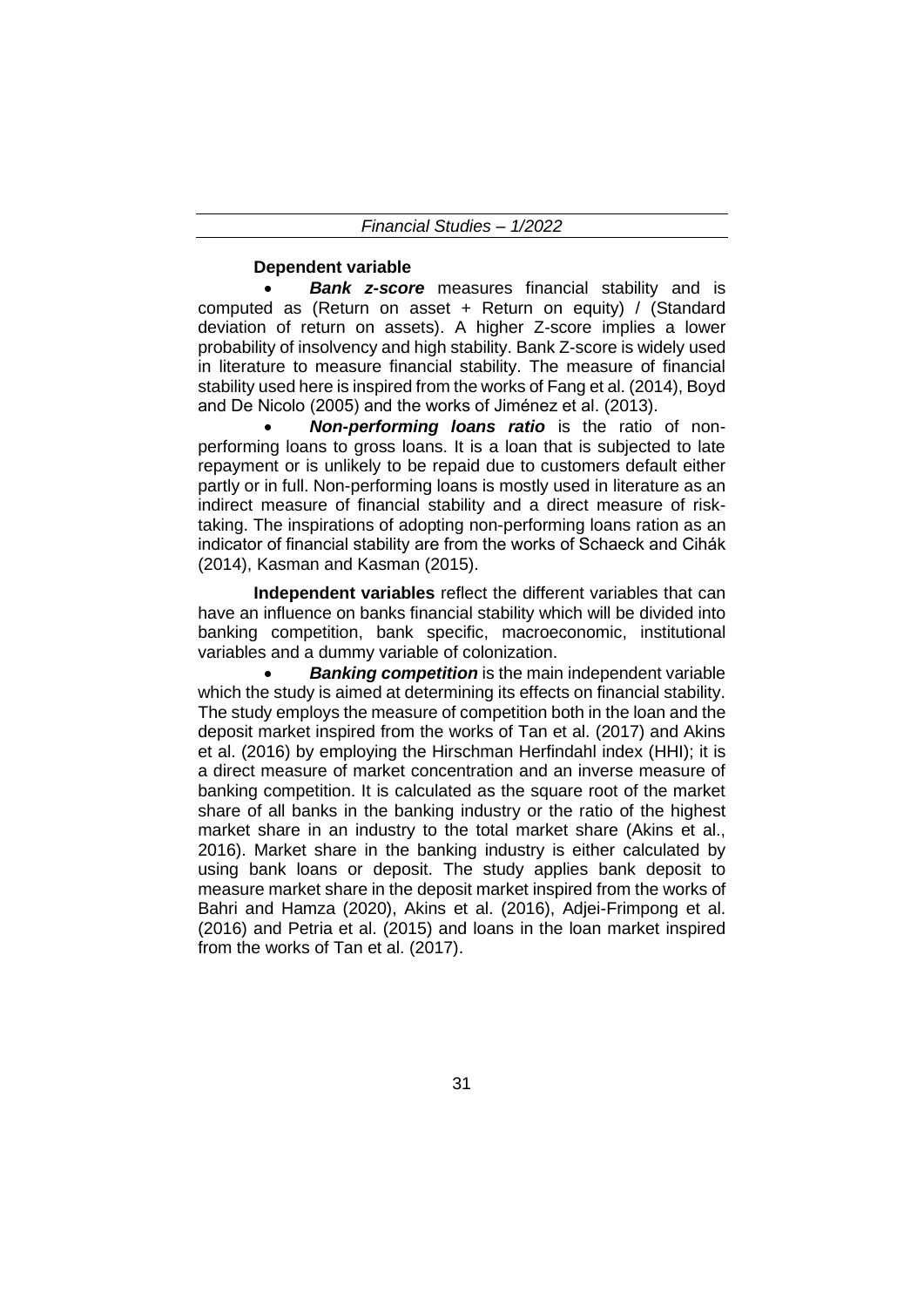**Dependent variable**

- ***Bank z-score*** measures financial stability and is computed as (Return on asset + Return on equity) / (Standard deviation of return on assets). A higher Z-score implies a lower probability of insolvency and high stability. Bank Z-score is widely used in literature to measure financial stability. The measure of financial stability used here is inspired from the works of Fang et al. (2014), Boyd and De Nicolo (2005) and the works of Jiménez et al. (2013).
- ***Non-performing loans ratio*** is the ratio of non-performing loans to gross loans. It is a loan that is subjected to late repayment or is unlikely to be repaid due to customers default either partly or in full. Non-performing loans is mostly used in literature as an indirect measure of financial stability and a direct measure of risk-taking. The inspirations of adopting non-performing loans ration as an indicator of financial stability are from the works of Schaeck and Cihák (2014), Kasman and Kasman (2015).

**Independent variables** reflect the different variables that can have an influence on banks financial stability which will be divided into banking competition, bank specific, macroeconomic, institutional variables and a dummy variable of colonization.

- ***Banking competition*** is the main independent variable which the study is aimed at determining its effects on financial stability. The study employs the measure of competition both in the loan and the deposit market inspired from the works of Tan et al. (2017) and Akins et al. (2016) by employing the Hirschman Herfindahl index (HHI); it is a direct measure of market concentration and an inverse measure of banking competition. It is calculated as the square root of the market share of all banks in the banking industry or the ratio of the highest market share in an industry to the total market share (Akins et al., 2016). Market share in the banking industry is either calculated by using bank loans or deposit. The study applies bank deposit to measure market share in the deposit market inspired from the works of Bahri and Hamza (2020), Akins et al. (2016), Adjei-Frimpong et al. (2016) and Petria et al. (2015) and loans in the loan market inspired from the works of Tan et al. (2017).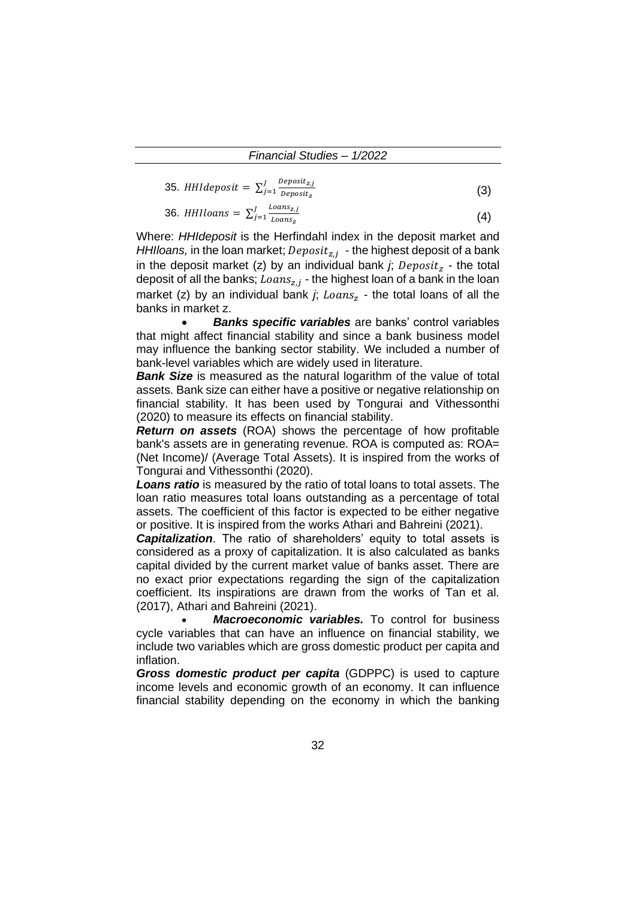35. $HHIdeposit = \sum_{j=1}^{J} \frac{Deposit_{z,j}}{Deposit_z}$ (3)

36. $HHIloans = \sum_{j=1}^{J} \frac{Loans_{z,j}}{Loans_z}$ (4)

Where: *HHIdeposit* is the Herfindahl index in the deposit market and *HHIloans,* in the loan market; $Deposit_{z,j}$ - the highest deposit of a bank in the deposit market (z) by an individual bank *j*; $Deposit_z$ - the total deposit of all the banks; $Loans_{z,j}$ - the highest loan of a bank in the loan market (z) by an individual bank *j*; $Loans_z$ - the total loans of all the banks in market z.

- ***Banks specific variables*** are banks' control variables that might affect financial stability and since a bank business model may influence the banking sector stability. We included a number of bank-level variables which are widely used in literature.

***Bank Size*** is measured as the natural logarithm of the value of total assets. Bank size can either have a positive or negative relationship on financial stability. It has been used by Tongurai and Vithessonthi (2020) to measure its effects on financial stability.

***Return on assets*** (ROA) shows the percentage of how profitable bank's assets are in generating revenue. ROA is computed as: ROA= (Net Income)/ (Average Total Assets). It is inspired from the works of Tongurai and Vithessonthi (2020).

***Loans ratio*** is measured by the ratio of total loans to total assets. The loan ratio measures total loans outstanding as a percentage of total assets. The coefficient of this factor is expected to be either negative or positive. It is inspired from the works Athari and Bahreini (2021).

***Capitalization***. The ratio of shareholders' equity to total assets is considered as a proxy of capitalization. It is also calculated as banks capital divided by the current market value of banks asset. There are no exact prior expectations regarding the sign of the capitalization coefficient. Its inspirations are drawn from the works of Tan et al. (2017), Athari and Bahreini (2021).

- ***Macroeconomic variables.*** To control for business cycle variables that can have an influence on financial stability, we include two variables which are gross domestic product per capita and inflation.

***Gross domestic product per capita*** (GDPPC) is used to capture income levels and economic growth of an economy. It can influence financial stability depending on the economy in which the banking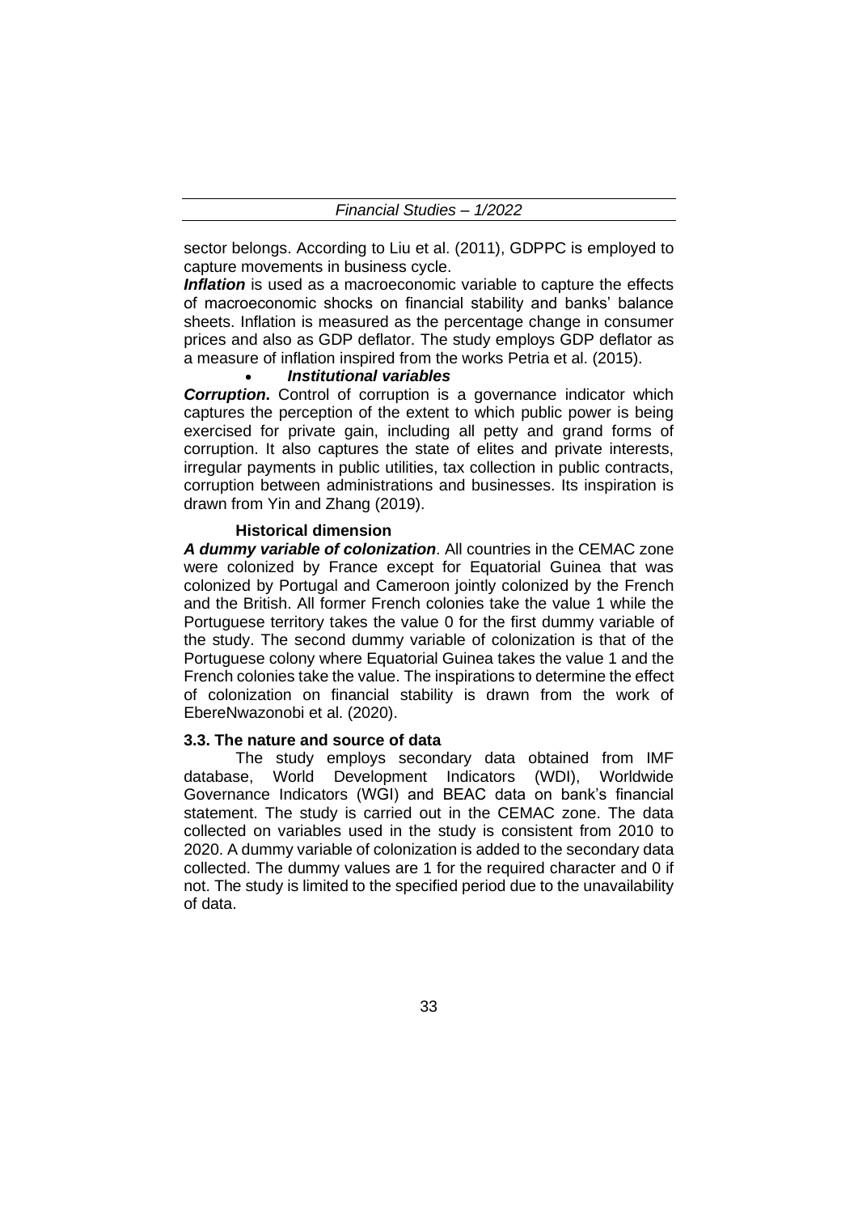sector belongs. According to Liu et al. (2011), GDPPC is employed to capture movements in business cycle.

***Inflation*** is used as a macroeconomic variable to capture the effects of macroeconomic shocks on financial stability and banks' balance sheets. Inflation is measured as the percentage change in consumer prices and also as GDP deflator. The study employs GDP deflator as a measure of inflation inspired from the works Petria et al. (2015).

- ***Institutional variables***

***Corruption*****.** Control of corruption is a governance indicator which captures the perception of the extent to which public power is being exercised for private gain, including all petty and grand forms of corruption. It also captures the state of elites and private interests, irregular payments in public utilities, tax collection in public contracts, corruption between administrations and businesses. Its inspiration is drawn from Yin and Zhang (2019).

**Historical dimension**

***A dummy variable of colonization***. All countries in the CEMAC zone were colonized by France except for Equatorial Guinea that was colonized by Portugal and Cameroon jointly colonized by the French and the British. All former French colonies take the value 1 while the Portuguese territory takes the value 0 for the first dummy variable of the study. The second dummy variable of colonization is that of the Portuguese colony where Equatorial Guinea takes the value 1 and the French colonies take the value. The inspirations to determine the effect of colonization on financial stability is drawn from the work of EbereNwazonobi et al. (2020).

### 3.3. The nature and source of data

The study employs secondary data obtained from IMF database, World Development Indicators (WDI), Worldwide Governance Indicators (WGI) and BEAC data on bank's financial statement. The study is carried out in the CEMAC zone. The data collected on variables used in the study is consistent from 2010 to 2020. A dummy variable of colonization is added to the secondary data collected. The dummy values are 1 for the required character and 0 if not. The study is limited to the specified period due to the unavailability of data.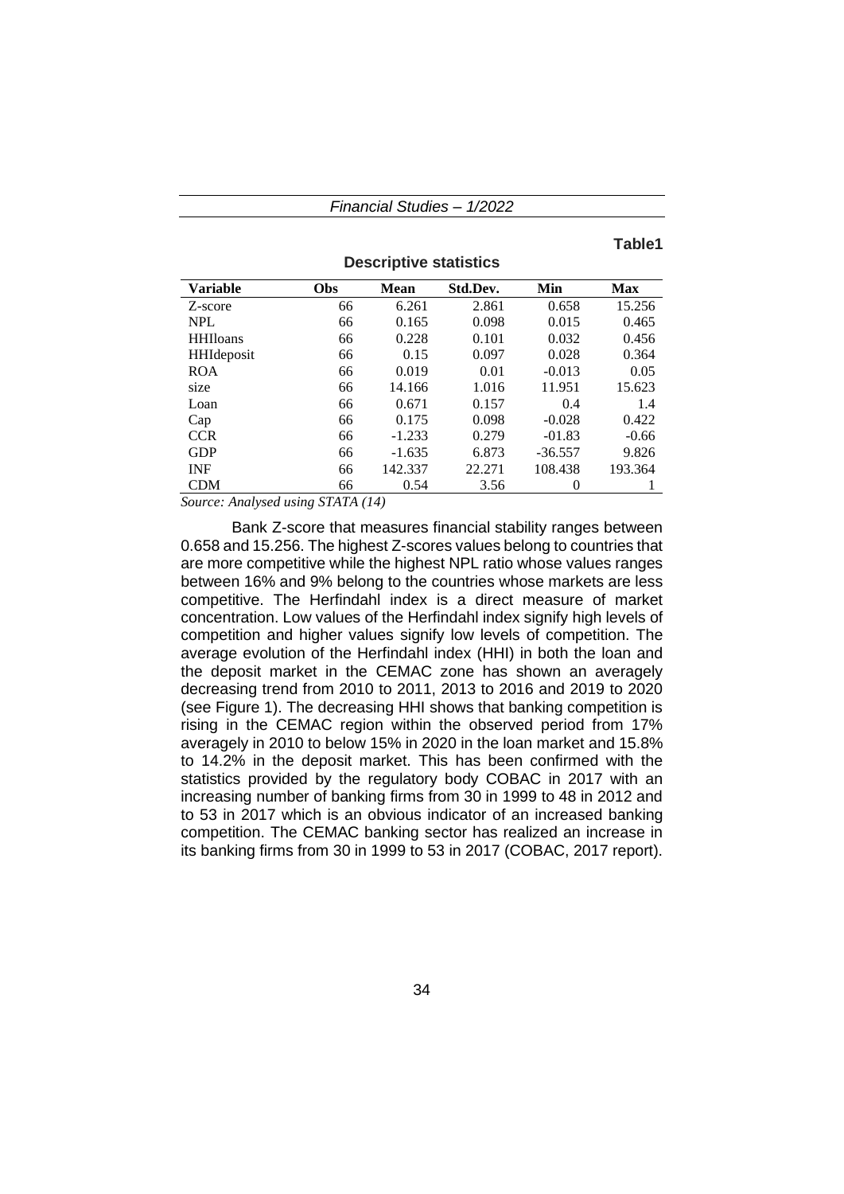**Table1**

**Descriptive statistics**

| Variable | Obs | Mean | Std.Dev. | Min | Max |
|---|---|---|---|---|---|
| Z-score | 66 | 6.261 | 2.861 | 0.658 | 15.256 |
| NPL | 66 | 0.165 | 0.098 | 0.015 | 0.465 |
| HHIloans | 66 | 0.228 | 0.101 | 0.032 | 0.456 |
| HHIdeposit | 66 | 0.15 | 0.097 | 0.028 | 0.364 |
| ROA | 66 | 0.019 | 0.01 | -0.013 | 0.05 |
| size | 66 | 14.166 | 1.016 | 11.951 | 15.623 |
| Loan | 66 | 0.671 | 0.157 | 0.4 | 1.4 |
| Cap | 66 | 0.175 | 0.098 | -0.028 | 0.422 |
| CCR | 66 | -1.233 | 0.279 | -01.83 | -0.66 |
| GDP | 66 | -1.635 | 6.873 | -36.557 | 9.826 |
| INF | 66 | 142.337 | 22.271 | 108.438 | 193.364 |
| CDM | 66 | 0.54 | 3.56 | 0 | 1 |

*Source: Analysed using STATA (14)*

Bank Z-score that measures financial stability ranges between 0.658 and 15.256. The highest Z-scores values belong to countries that are more competitive while the highest NPL ratio whose values ranges between 16% and 9% belong to the countries whose markets are less competitive. The Herfindahl index is a direct measure of market concentration. Low values of the Herfindahl index signify high levels of competition and higher values signify low levels of competition. The average evolution of the Herfindahl index (HHI) in both the loan and the deposit market in the CEMAC zone has shown an averagely decreasing trend from 2010 to 2011, 2013 to 2016 and 2019 to 2020 (see Figure 1). The decreasing HHI shows that banking competition is rising in the CEMAC region within the observed period from 17% averagely in 2010 to below 15% in 2020 in the loan market and 15.8% to 14.2% in the deposit market. This has been confirmed with the statistics provided by the regulatory body COBAC in 2017 with an increasing number of banking firms from 30 in 1999 to 48 in 2012 and to 53 in 2017 which is an obvious indicator of an increased banking competition. The CEMAC banking sector has realized an increase in its banking firms from 30 in 1999 to 53 in 2017 (COBAC, 2017 report).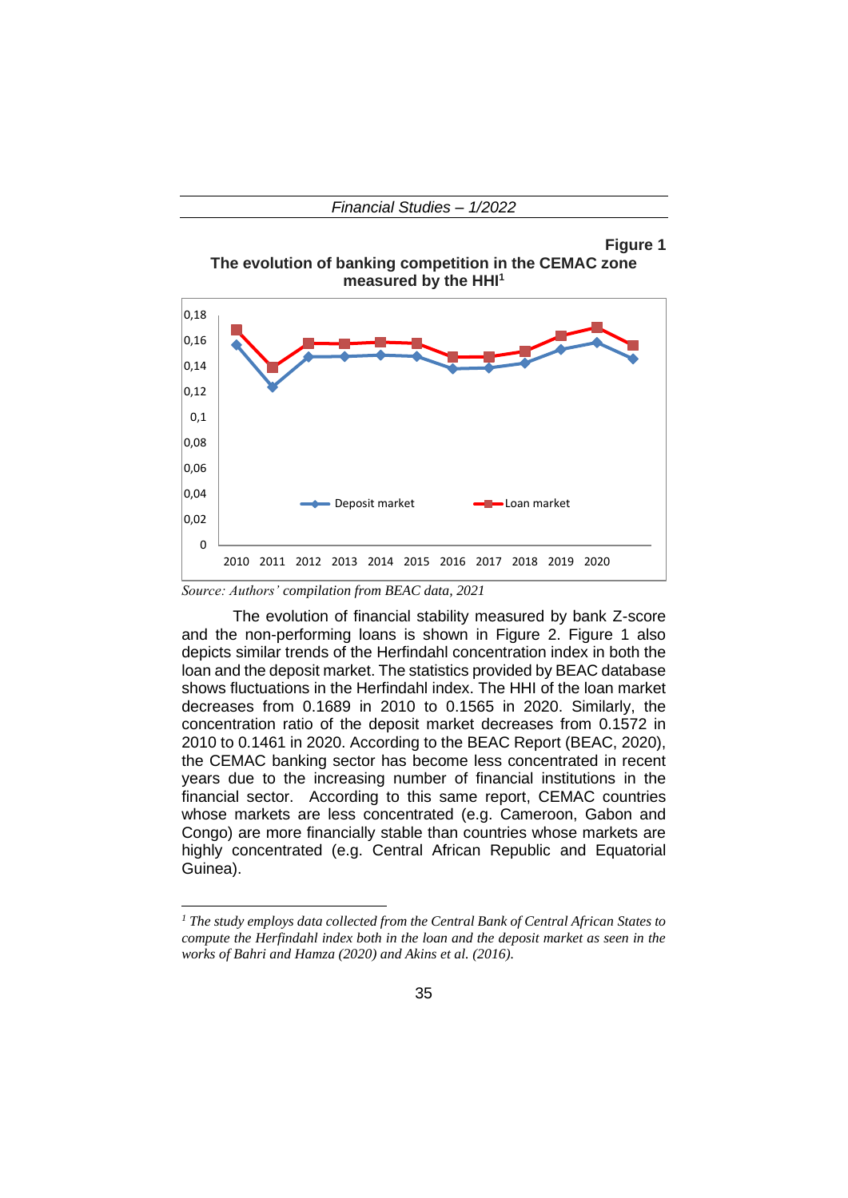**Figure 1**

**The evolution of banking competition in the CEMAC zone measured by the HHI[1]**

*Source: Authors' compilation from BEAC data, 2021*

The evolution of financial stability measured by bank Z-score and the non-performing loans is shown in Figure 2. Figure 1 also depicts similar trends of the Herfindahl concentration index in both the loan and the deposit market. The statistics provided by BEAC database shows fluctuations in the Herfindahl index. The HHI of the loan market decreases from 0.1689 in 2010 to 0.1565 in 2020. Similarly, the concentration ratio of the deposit market decreases from 0.1572 in 2010 to 0.1461 in 2020. According to the BEAC Report (BEAC, 2020), the CEMAC banking sector has become less concentrated in recent years due to the increasing number of financial institutions in the financial sector. According to this same report, CEMAC countries whose markets are less concentrated (e.g. Cameroon, Gabon and Congo) are more financially stable than countries whose markets are highly concentrated (e.g. Central African Republic and Equatorial Guinea).

---

[1] *The study employs data collected from the Central Bank of Central African States to compute the Herfindahl index both in the loan and the deposit market as seen in the works of Bahri and Hamza (2020) and Akins et al. (2016).*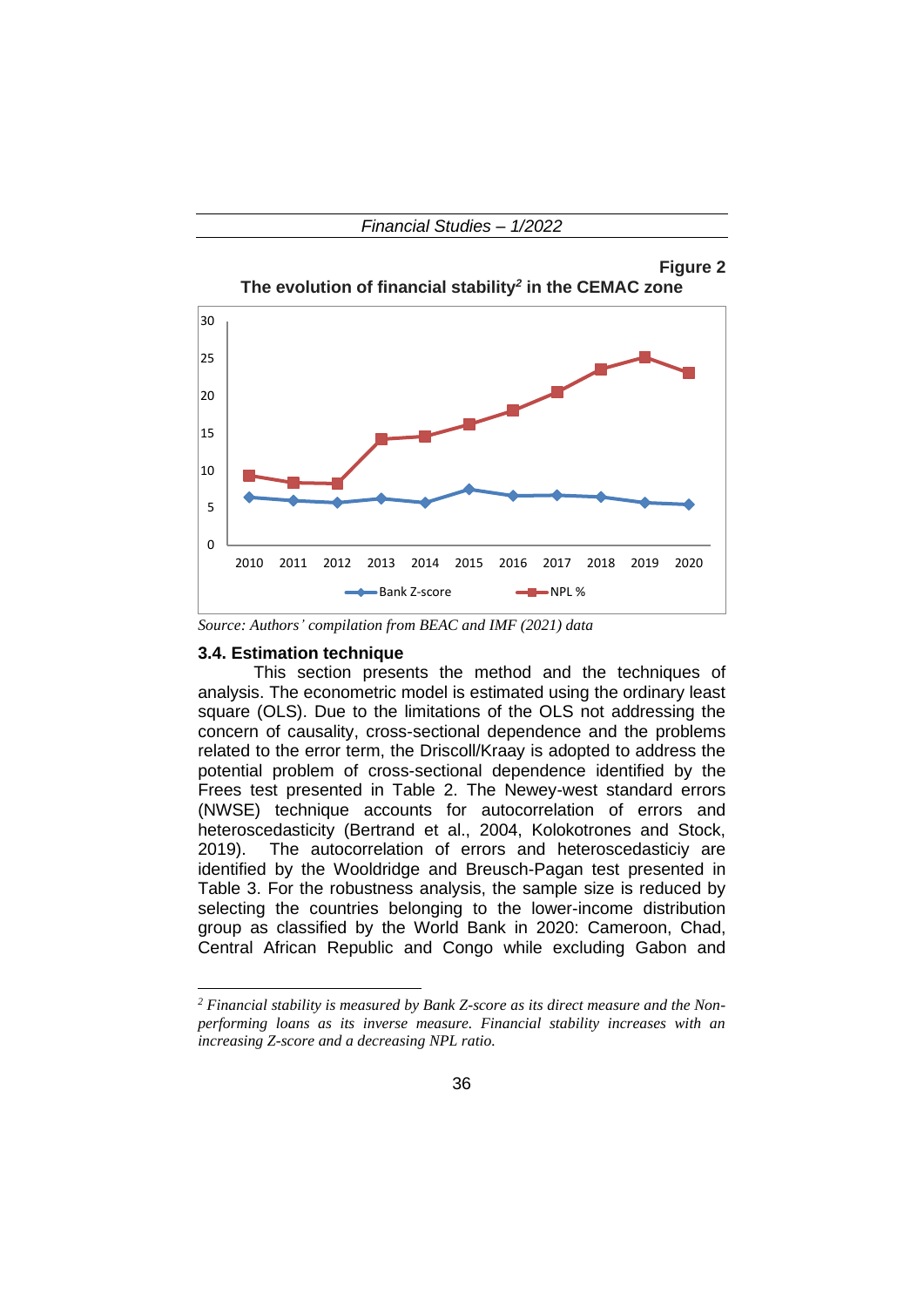**Figure 2**

**The evolution of financial stability[2] in the CEMAC zone**

*Source: Authors' compilation from BEAC and IMF (2021) data*

### 3.4. Estimation technique

This section presents the method and the techniques of analysis. The econometric model is estimated using the ordinary least square (OLS). Due to the limitations of the OLS not addressing the concern of causality, cross-sectional dependence and the problems related to the error term, the Driscoll/Kraay is adopted to address the potential problem of cross-sectional dependence identified by the Frees test presented in Table 2. The Newey-west standard errors (NWSE) technique accounts for autocorrelation of errors and heteroscedasticity (Bertrand et al., 2004, Kolokotrones and Stock, 2019). The autocorrelation of errors and heteroscedasticiy are identified by the Wooldridge and Breusch-Pagan test presented in Table 3. For the robustness analysis, the sample size is reduced by selecting the countries belonging to the lower-income distribution group as classified by the World Bank in 2020: Cameroon, Chad, Central African Republic and Congo while excluding Gabon and

---

[2] *Financial stability is measured by Bank Z-score as its direct measure and the Non-performing loans as its inverse measure. Financial stability increases with an increasing Z-score and a decreasing NPL ratio.*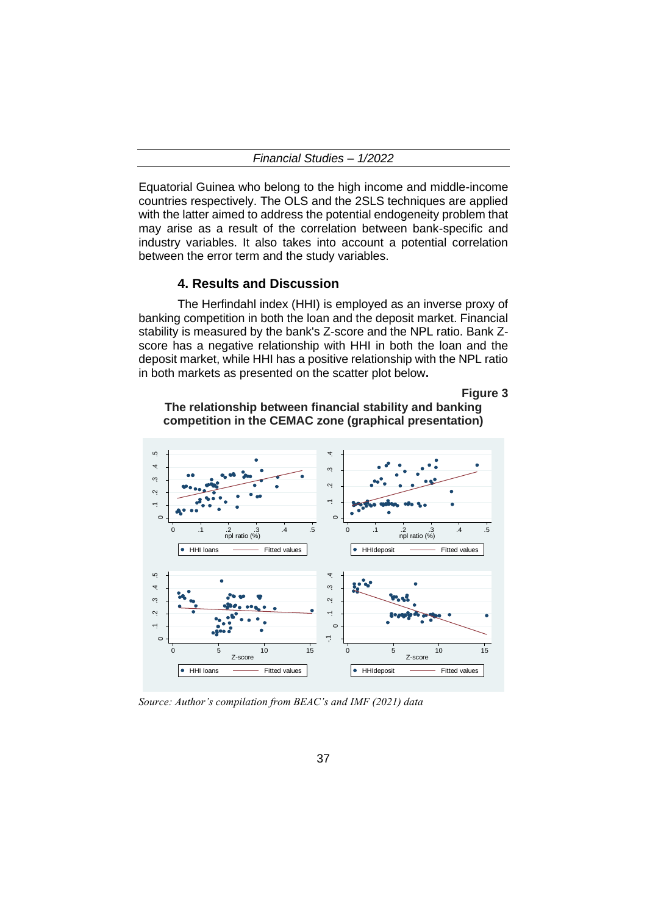Equatorial Guinea who belong to the high income and middle-income countries respectively. The OLS and the 2SLS techniques are applied with the latter aimed to address the potential endogeneity problem that may arise as a result of the correlation between bank-specific and industry variables. It also takes into account a potential correlation between the error term and the study variables.

## 4. Results and Discussion

The Herfindahl index (HHI) is employed as an inverse proxy of banking competition in both the loan and the deposit market. Financial stability is measured by the bank's Z-score and the NPL ratio. Bank Z-score has a negative relationship with HHI in both the loan and the deposit market, while HHI has a positive relationship with the NPL ratio in both markets as presented on the scatter plot below.

**Figure 3**

**The relationship between financial stability and banking competition in the CEMAC zone (graphical presentation)**

*Source: Author's compilation from BEAC's and IMF (2021) data*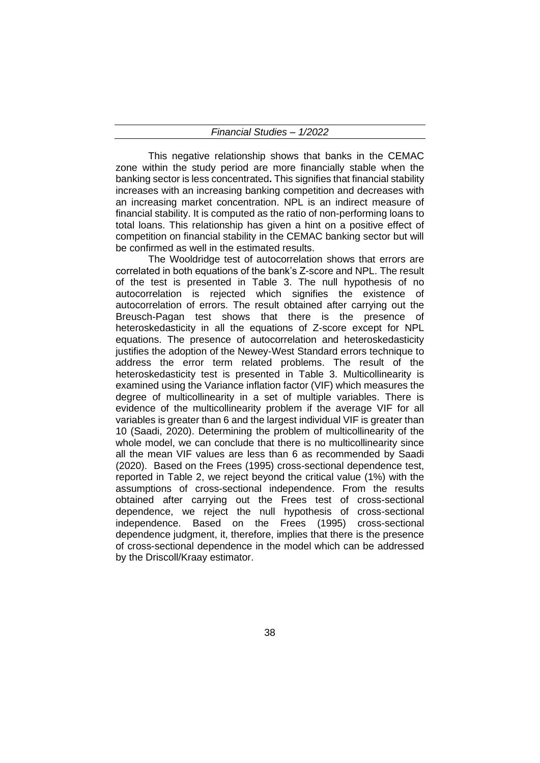This negative relationship shows that banks in the CEMAC zone within the study period are more financially stable when the banking sector is less concentrated**.** This signifies that financial stability increases with an increasing banking competition and decreases with an increasing market concentration. NPL is an indirect measure of financial stability. It is computed as the ratio of non-performing loans to total loans. This relationship has given a hint on a positive effect of competition on financial stability in the CEMAC banking sector but will be confirmed as well in the estimated results.

The Wooldridge test of autocorrelation shows that errors are correlated in both equations of the bank's Z-score and NPL. The result of the test is presented in Table 3. The null hypothesis of no autocorrelation is rejected which signifies the existence of autocorrelation of errors. The result obtained after carrying out the Breusch-Pagan test shows that there is the presence of heteroskedasticity in all the equations of Z-score except for NPL equations. The presence of autocorrelation and heteroskedasticity justifies the adoption of the Newey-West Standard errors technique to address the error term related problems. The result of the heteroskedasticity test is presented in Table 3. Multicollinearity is examined using the Variance inflation factor (VIF) which measures the degree of multicollinearity in a set of multiple variables. There is evidence of the multicollinearity problem if the average VIF for all variables is greater than 6 and the largest individual VIF is greater than 10 (Saadi, 2020). Determining the problem of multicollinearity of the whole model, we can conclude that there is no multicollinearity since all the mean VIF values are less than 6 as recommended by Saadi (2020). Based on the Frees (1995) cross-sectional dependence test, reported in Table 2, we reject beyond the critical value (1%) with the assumptions of cross-sectional independence. From the results obtained after carrying out the Frees test of cross-sectional dependence, we reject the null hypothesis of cross-sectional independence. Based on the Frees (1995) cross-sectional dependence judgment, it, therefore, implies that there is the presence of cross-sectional dependence in the model which can be addressed by the Driscoll/Kraay estimator.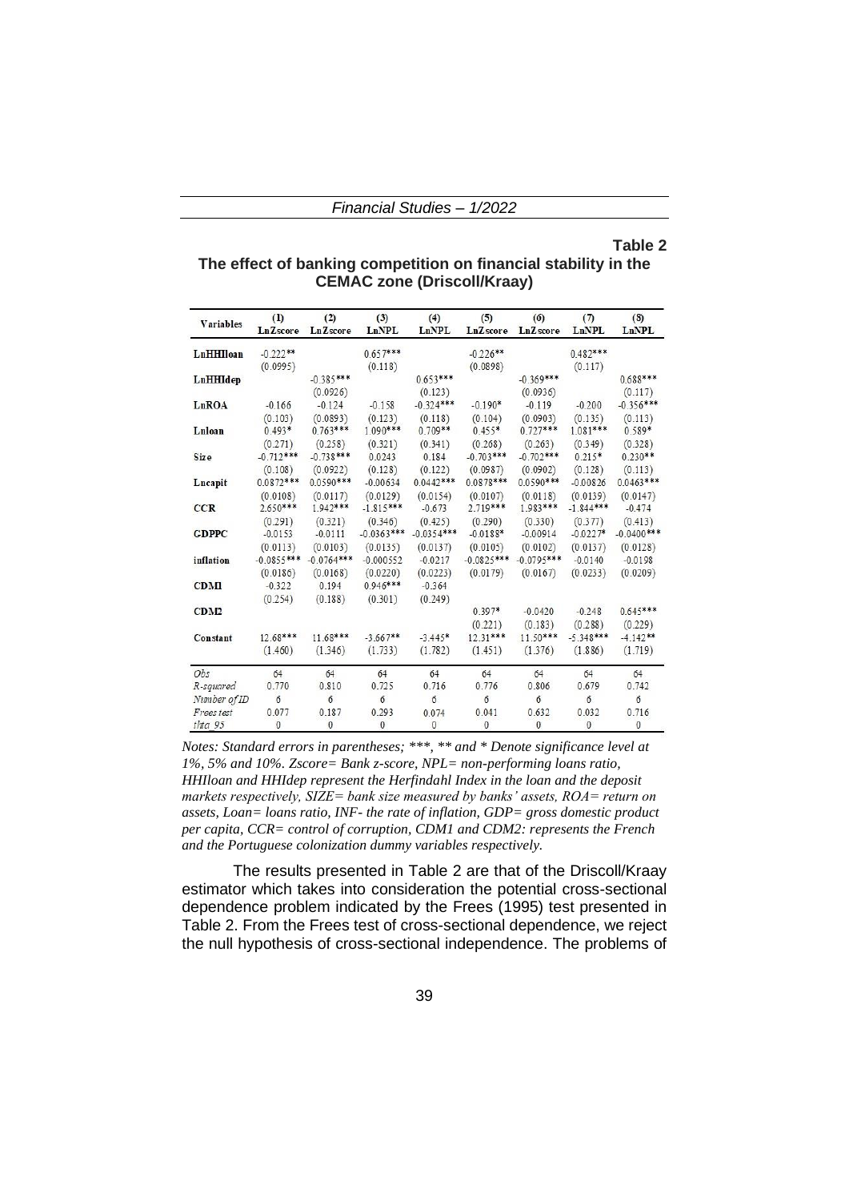**Table 2**

**The effect of banking competition on financial stability in the CEMAC zone (Driscoll/Kraay)**

| Variables | (1) LnZscore | (2) LnZscore | (3) LnNPL | (4) LnNPL | (5) LnZscore | (6) LnZscore | (7) LnNPL | (8) LnNPL |
|---|---|---|---|---|---|---|---|---|
| LnHHIloan | -0.222** | | 0.657*** | | -0.226** | | 0.482*** | |
| | (0.0995) | | (0.118) | | (0.0898) | | (0.117) | |
| LnHHIdep | | -0.385*** | | 0.653*** | | -0.369*** | | 0.688*** |
| | | (0.0926) | | (0.123) | | (0.0936) | | (0.117) |
| LnROA | -0.166 | -0.124 | -0.158 | -0.324*** | -0.190* | -0.119 | -0.200 | -0.356*** |
| | (0.103) | (0.0893) | (0.123) | (0.118) | (0.104) | (0.0903) | (0.135) | (0.113) |
| Lnloan | 0.493* | 0.763*** | 1.090*** | 0.709** | 0.455* | 0.727*** | 1.081*** | 0.589* |
| | (0.271) | (0.258) | (0.321) | (0.341) | (0.268) | (0.263) | (0.349) | (0.328) |
| Size | -0.712*** | -0.738*** | 0.0243 | 0.184 | -0.703*** | -0.702*** | 0.215* | 0.230** |
| | (0.108) | (0.0922) | (0.128) | (0.122) | (0.0987) | (0.0902) | (0.128) | (0.113) |
| Lncapit | 0.0872*** | 0.0590*** | -0.00634 | 0.0442*** | 0.0878*** | 0.0590*** | -0.00826 | 0.0463*** |
| | (0.0108) | (0.0117) | (0.0129) | (0.0154) | (0.0107) | (0.0118) | (0.0139) | (0.0147) |
| CCR | 2.650*** | 1.942*** | -1.815*** | -0.673 | 2.719*** | 1.983*** | -1.844*** | -0.474 |
| | (0.291) | (0.321) | (0.346) | (0.425) | (0.290) | (0.330) | (0.377) | (0.413) |
| GDPPC | -0.0153 | -0.0111 | -0.0363*** | -0.0354*** | -0.0188* | -0.00914 | -0.0227* | -0.0400*** |
| | (0.0113) | (0.0103) | (0.0135) | (0.0137) | (0.0105) | (0.0102) | (0.0137) | (0.0128) |
| inflation | -0.0855*** | -0.0764*** | -0.000552 | -0.0217 | -0.0825*** | -0.0795*** | -0.0140 | -0.0198 |
| | (0.0186) | (0.0168) | (0.0220) | (0.0223) | (0.0179) | (0.0167) | (0.0233) | (0.0209) |
| CDM1 | -0.322 | 0.194 | 0.946*** | -0.364 | | | | |
| | (0.254) | (0.188) | (0.301) | (0.249) | | | | |
| CDM2 | | | | | 0.397* | -0.0420 | -0.248 | 0.645*** |
| | | | | | (0.221) | (0.183) | (0.288) | (0.229) |
| Constant | 12.68*** | 11.68*** | -3.667** | -3.445* | 12.31*** | 11.50*** | -5.348*** | -4.142** |
| | (1.460) | (1.346) | (1.733) | (1.782) | (1.451) | (1.376) | (1.886) | (1.719) |
| *Obs* | 64 | 64 | 64 | 64 | 64 | 64 | 64 | 64 |
| *R-squared* | 0.770 | 0.810 | 0.725 | 0.716 | 0.776 | 0.806 | 0.679 | 0.742 |
| *Number of ID* | 6 | 6 | 6 | 6 | 6 | 6 | 6 | 6 |
| *Frees test* | 0.077 | 0.187 | 0.293 | 0.074 | 0.041 | 0.632 | 0.032 | 0.716 |
| *thta_95* | 0 | 0 | 0 | 0 | 0 | 0 | 0 | 0 |

*Notes: Standard errors in parentheses; ***, ** and * Denote significance level at 1%, 5% and 10%. Zscore= Bank z-score, NPL= non-performing loans ratio, HHIloan and HHIdep represent the Herfindahl Index in the loan and the deposit markets respectively, SIZE= bank size measured by banks' assets, ROA= return on assets, Loan= loans ratio, INF- the rate of inflation, GDP= gross domestic product per capita, CCR= control of corruption, CDM1 and CDM2: represents the French and the Portuguese colonization dummy variables respectively.*

The results presented in Table 2 are that of the Driscoll/Kraay estimator which takes into consideration the potential cross-sectional dependence problem indicated by the Frees (1995) test presented in Table 2. From the Frees test of cross-sectional dependence, we reject the null hypothesis of cross-sectional independence. The problems of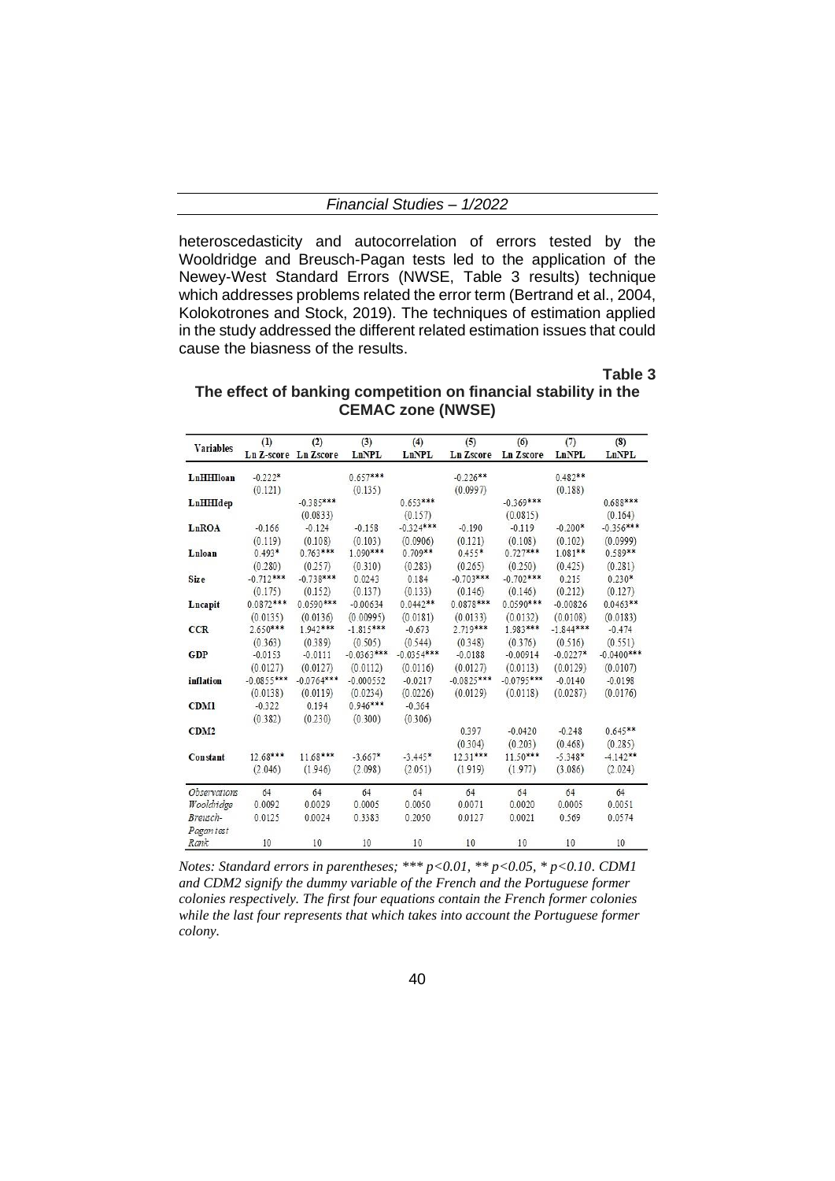heteroscedasticity and autocorrelation of errors tested by the Wooldridge and Breusch-Pagan tests led to the application of the Newey-West Standard Errors (NWSE, Table 3 results) technique which addresses problems related the error term (Bertrand et al., 2004, Kolokotrones and Stock, 2019). The techniques of estimation applied in the study addressed the different related estimation issues that could cause the biasness of the results.

**Table 3**

**The effect of banking competition on financial stability in the CEMAC zone (NWSE)**

| Variables | (1) Ln Z-score | (2) Ln Zscore | (3) LnNPL | (4) LnNPL | (5) Ln Zscore | (6) Ln Zscore | (7) LnNPL | (8) LnNPL |
|---|---|---|---|---|---|---|---|---|
| **LnHHIloan** | -0.222* | | 0.657*** | | -0.226** | | 0.482** | |
| | (0.121) | | (0.135) | | (0.0997) | | (0.188) | |
| **LnHHIdep** | | -0.385*** | | 0.653*** | | -0.369*** | | 0.688*** |
| | | (0.0833) | | (0.157) | | (0.0815) | | (0.164) |
| **LnROA** | -0.166 | -0.124 | -0.158 | -0.324*** | -0.190 | -0.119 | -0.200* | -0.356*** |
| | (0.119) | (0.108) | (0.103) | (0.0906) | (0.121) | (0.108) | (0.102) | (0.0999) |
| **Lnloan** | 0.493* | 0.763*** | 1.090*** | 0.709** | 0.455* | 0.727*** | 1.081** | 0.589** |
| | (0.280) | (0.257) | (0.310) | (0.283) | (0.265) | (0.250) | (0.425) | (0.281) |
| **Size** | -0.712*** | -0.738*** | 0.0243 | 0.184 | -0.703*** | -0.702*** | 0.215 | 0.230* |
| | (0.175) | (0.152) | (0.137) | (0.133) | (0.146) | (0.146) | (0.212) | (0.127) |
| **Lncapit** | 0.0872*** | 0.0590*** | -0.00634 | 0.0442** | 0.0878*** | 0.0590*** | -0.00826 | 0.0463** |
| | (0.0135) | (0.0136) | (0.00995) | (0.0181) | (0.0133) | (0.0132) | (0.0108) | (0.0183) |
| **CCR** | 2.650*** | 1.942*** | -1.815*** | -0.673 | 2.719*** | 1.983*** | -1.844*** | -0.474 |
| | (0.363) | (0.389) | (0.505) | (0.544) | (0.348) | (0.376) | (0.516) | (0.551) |
| **GDP** | -0.0153 | -0.0111 | -0.0363*** | -0.0354*** | -0.0188 | -0.00914 | -0.0227* | -0.0400*** |
| | (0.0127) | (0.0127) | (0.0112) | (0.0116) | (0.0127) | (0.0113) | (0.0129) | (0.0107) |
| **inflation** | -0.0855*** | -0.0764*** | -0.000552 | -0.0217 | -0.0825*** | -0.0795*** | -0.0140 | -0.0198 |
| | (0.0138) | (0.0119) | (0.0234) | (0.0226) | (0.0129) | (0.0118) | (0.0287) | (0.0176) |
| **CDM1** | -0.322 | 0.194 | 0.946*** | -0.364 | | | | |
| | (0.382) | (0.230) | (0.300) | (0.306) | | | | |
| **CDM2** | | | | | 0.397 | -0.0420 | -0.248 | 0.645** |
| | | | | | (0.304) | (0.203) | (0.468) | (0.285) |
| **Constant** | 12.68*** | 11.68*** | -3.667* | -3.445* | 12.31*** | 11.50*** | -5.348* | -4.142** |
| | (2.046) | (1.946) | (2.098) | (2.051) | (1.919) | (1.977) | (3.086) | (2.024) |
| *Observations* | 64 | 64 | 64 | 64 | 64 | 64 | 64 | 64 |
| *Wooldridge* | 0.0092 | 0.0029 | 0.0005 | 0.0050 | 0.0071 | 0.0020 | 0.0005 | 0.0051 |
| *Breusch-Pagan test* | 0.0125 | 0.0024 | 0.3383 | 0.2050 | 0.0127 | 0.0021 | 0.569 | 0.0574 |
| *Rank* | 10 | 10 | 10 | 10 | 10 | 10 | 10 | 10 |

*Notes: Standard errors in parentheses; *** p<0.01, ** p<0.05, * p<0.10. CDM1 and CDM2 signify the dummy variable of the French and the Portuguese former colonies respectively. The first four equations contain the French former colonies while the last four represents that which takes into account the Portuguese former colony.*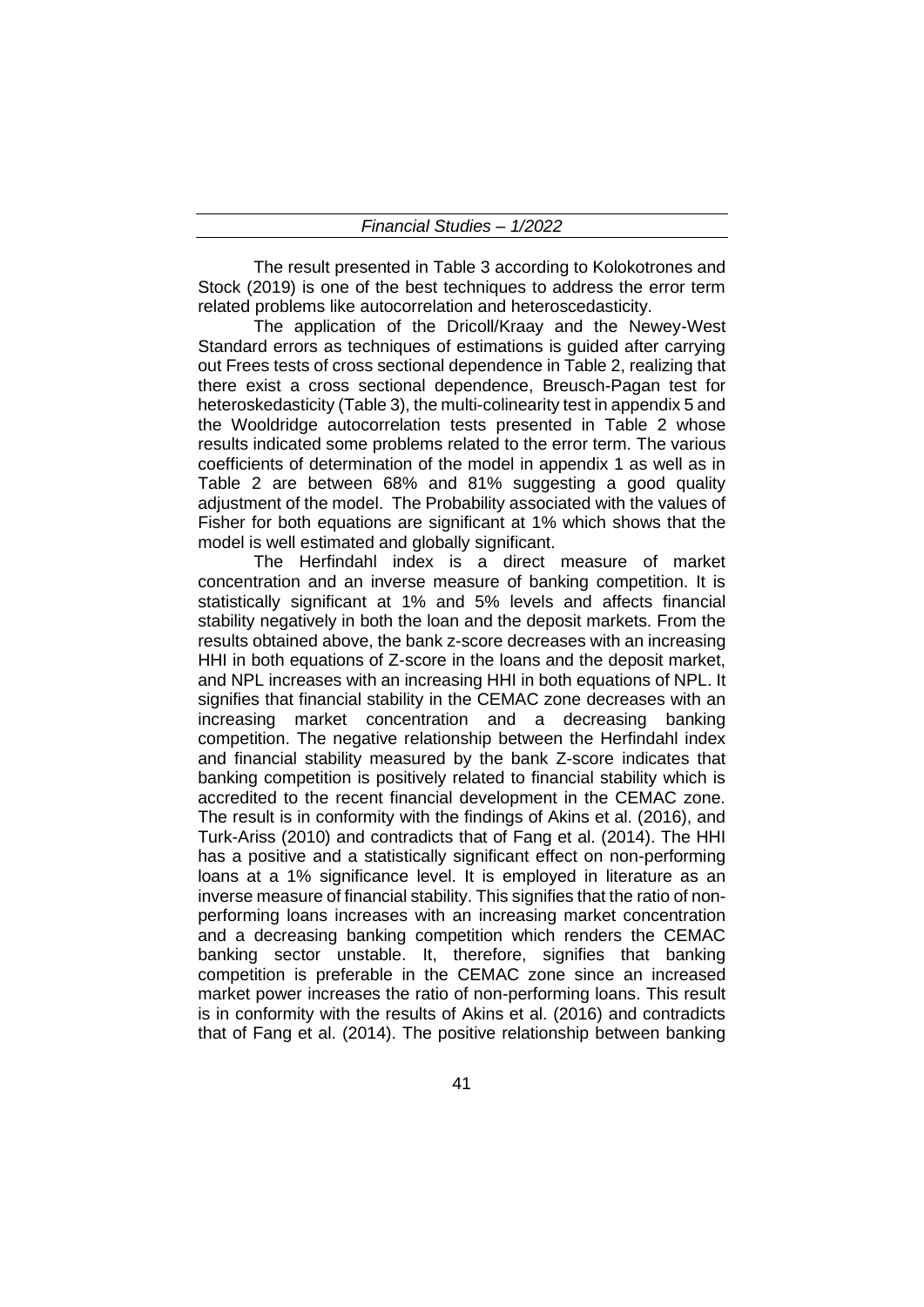The result presented in Table 3 according to Kolokotrones and Stock (2019) is one of the best techniques to address the error term related problems like autocorrelation and heteroscedasticity.

The application of the Dricoll/Kraay and the Newey-West Standard errors as techniques of estimations is guided after carrying out Frees tests of cross sectional dependence in Table 2, realizing that there exist a cross sectional dependence, Breusch-Pagan test for heteroskedasticity (Table 3), the multi-colinearity test in appendix 5 and the Wooldridge autocorrelation tests presented in Table 2 whose results indicated some problems related to the error term. The various coefficients of determination of the model in appendix 1 as well as in Table 2 are between 68% and 81% suggesting a good quality adjustment of the model. The Probability associated with the values of Fisher for both equations are significant at 1% which shows that the model is well estimated and globally significant.

The Herfindahl index is a direct measure of market concentration and an inverse measure of banking competition. It is statistically significant at 1% and 5% levels and affects financial stability negatively in both the loan and the deposit markets. From the results obtained above, the bank z-score decreases with an increasing HHI in both equations of Z-score in the loans and the deposit market, and NPL increases with an increasing HHI in both equations of NPL. It signifies that financial stability in the CEMAC zone decreases with an increasing market concentration and a decreasing banking competition. The negative relationship between the Herfindahl index and financial stability measured by the bank Z-score indicates that banking competition is positively related to financial stability which is accredited to the recent financial development in the CEMAC zone. The result is in conformity with the findings of Akins et al. (2016), and Turk-Ariss (2010) and contradicts that of Fang et al. (2014). The HHI has a positive and a statistically significant effect on non-performing loans at a 1% significance level. It is employed in literature as an inverse measure of financial stability. This signifies that the ratio of non-performing loans increases with an increasing market concentration and a decreasing banking competition which renders the CEMAC banking sector unstable. It, therefore, signifies that banking competition is preferable in the CEMAC zone since an increased market power increases the ratio of non-performing loans. This result is in conformity with the results of Akins et al. (2016) and contradicts that of Fang et al. (2014). The positive relationship between banking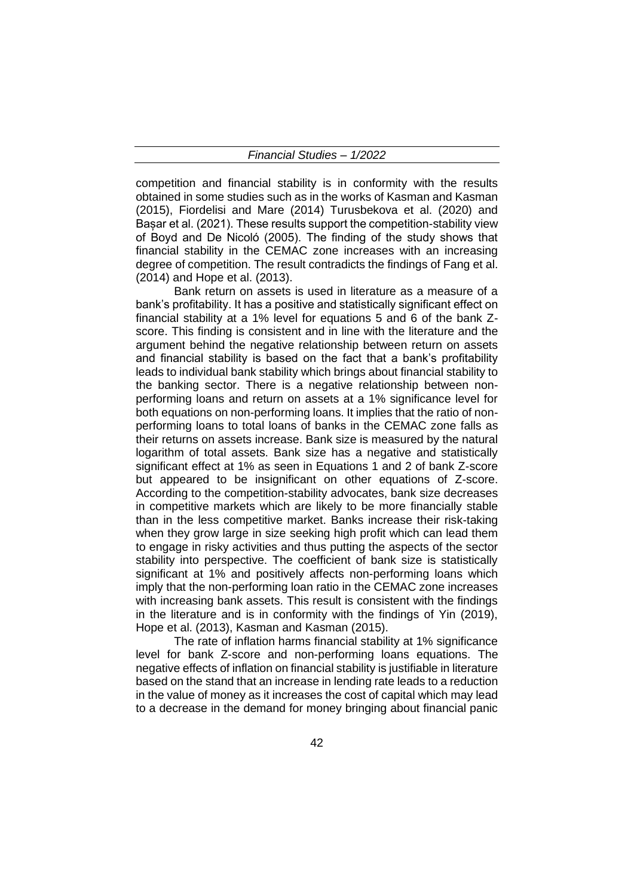competition and financial stability is in conformity with the results obtained in some studies such as in the works of Kasman and Kasman (2015), Fiordelisi and Mare (2014) Turusbekova et al. (2020) and Bașar et al. (2021). These results support the competition-stability view of Boyd and De Nicoló (2005). The finding of the study shows that financial stability in the CEMAC zone increases with an increasing degree of competition. The result contradicts the findings of Fang et al. (2014) and Hope et al. (2013).

Bank return on assets is used in literature as a measure of a bank's profitability. It has a positive and statistically significant effect on financial stability at a 1% level for equations 5 and 6 of the bank Z-score. This finding is consistent and in line with the literature and the argument behind the negative relationship between return on assets and financial stability is based on the fact that a bank's profitability leads to individual bank stability which brings about financial stability to the banking sector. There is a negative relationship between non-performing loans and return on assets at a 1% significance level for both equations on non-performing loans. It implies that the ratio of non-performing loans to total loans of banks in the CEMAC zone falls as their returns on assets increase. Bank size is measured by the natural logarithm of total assets. Bank size has a negative and statistically significant effect at 1% as seen in Equations 1 and 2 of bank Z-score but appeared to be insignificant on other equations of Z-score. According to the competition-stability advocates, bank size decreases in competitive markets which are likely to be more financially stable than in the less competitive market. Banks increase their risk-taking when they grow large in size seeking high profit which can lead them to engage in risky activities and thus putting the aspects of the sector stability into perspective. The coefficient of bank size is statistically significant at 1% and positively affects non-performing loans which imply that the non-performing loan ratio in the CEMAC zone increases with increasing bank assets. This result is consistent with the findings in the literature and is in conformity with the findings of Yin (2019), Hope et al. (2013), Kasman and Kasman (2015).

The rate of inflation harms financial stability at 1% significance level for bank Z-score and non-performing loans equations. The negative effects of inflation on financial stability is justifiable in literature based on the stand that an increase in lending rate leads to a reduction in the value of money as it increases the cost of capital which may lead to a decrease in the demand for money bringing about financial panic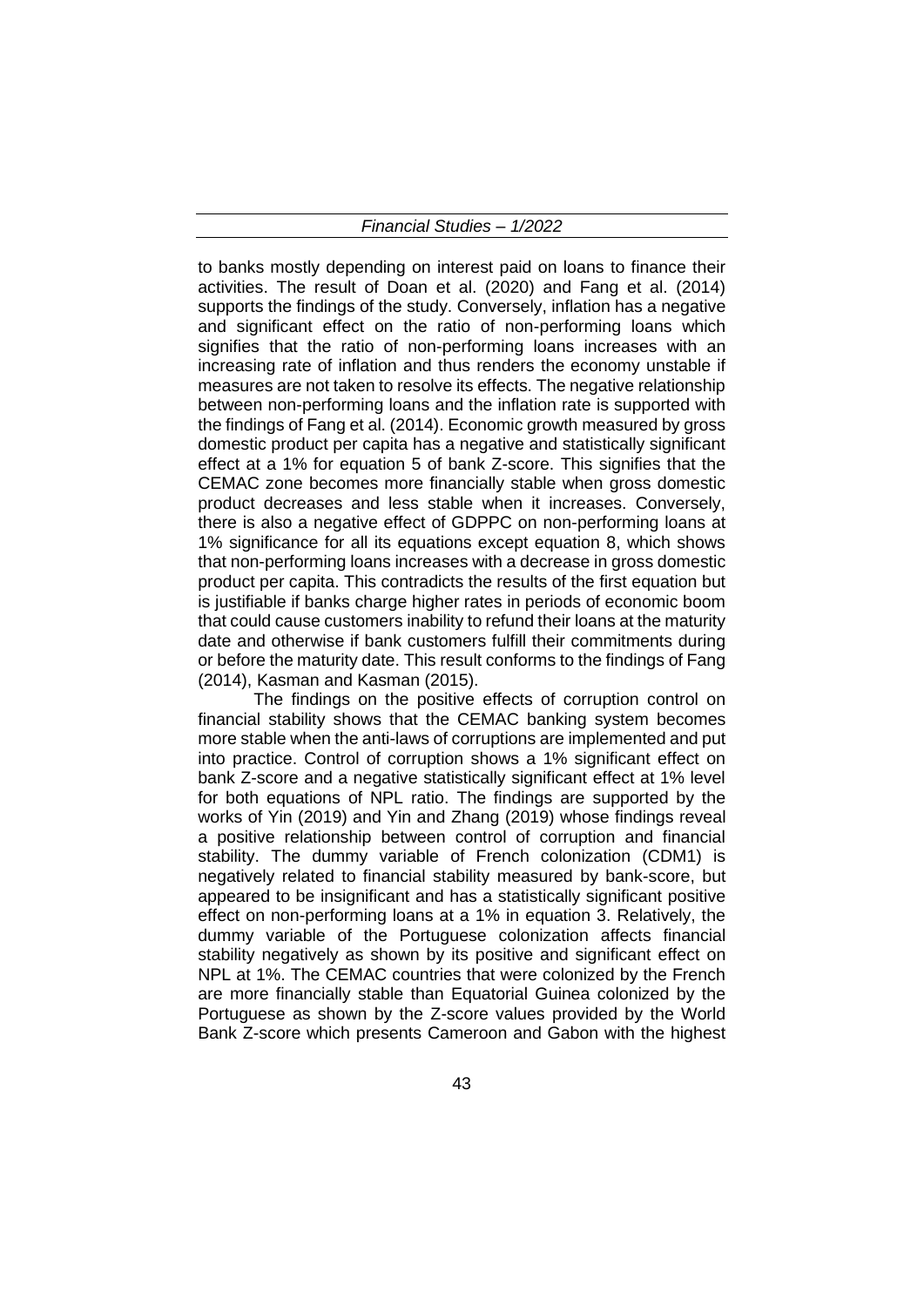to banks mostly depending on interest paid on loans to finance their activities. The result of Doan et al. (2020) and Fang et al. (2014) supports the findings of the study. Conversely, inflation has a negative and significant effect on the ratio of non-performing loans which signifies that the ratio of non-performing loans increases with an increasing rate of inflation and thus renders the economy unstable if measures are not taken to resolve its effects. The negative relationship between non-performing loans and the inflation rate is supported with the findings of Fang et al. (2014). Economic growth measured by gross domestic product per capita has a negative and statistically significant effect at a 1% for equation 5 of bank Z-score. This signifies that the CEMAC zone becomes more financially stable when gross domestic product decreases and less stable when it increases. Conversely, there is also a negative effect of GDPPC on non-performing loans at 1% significance for all its equations except equation 8, which shows that non-performing loans increases with a decrease in gross domestic product per capita. This contradicts the results of the first equation but is justifiable if banks charge higher rates in periods of economic boom that could cause customers inability to refund their loans at the maturity date and otherwise if bank customers fulfill their commitments during or before the maturity date. This result conforms to the findings of Fang (2014), Kasman and Kasman (2015).

The findings on the positive effects of corruption control on financial stability shows that the CEMAC banking system becomes more stable when the anti-laws of corruptions are implemented and put into practice. Control of corruption shows a 1% significant effect on bank Z-score and a negative statistically significant effect at 1% level for both equations of NPL ratio. The findings are supported by the works of Yin (2019) and Yin and Zhang (2019) whose findings reveal a positive relationship between control of corruption and financial stability. The dummy variable of French colonization (CDM1) is negatively related to financial stability measured by bank-score, but appeared to be insignificant and has a statistically significant positive effect on non-performing loans at a 1% in equation 3. Relatively, the dummy variable of the Portuguese colonization affects financial stability negatively as shown by its positive and significant effect on NPL at 1%. The CEMAC countries that were colonized by the French are more financially stable than Equatorial Guinea colonized by the Portuguese as shown by the Z-score values provided by the World Bank Z-score which presents Cameroon and Gabon with the highest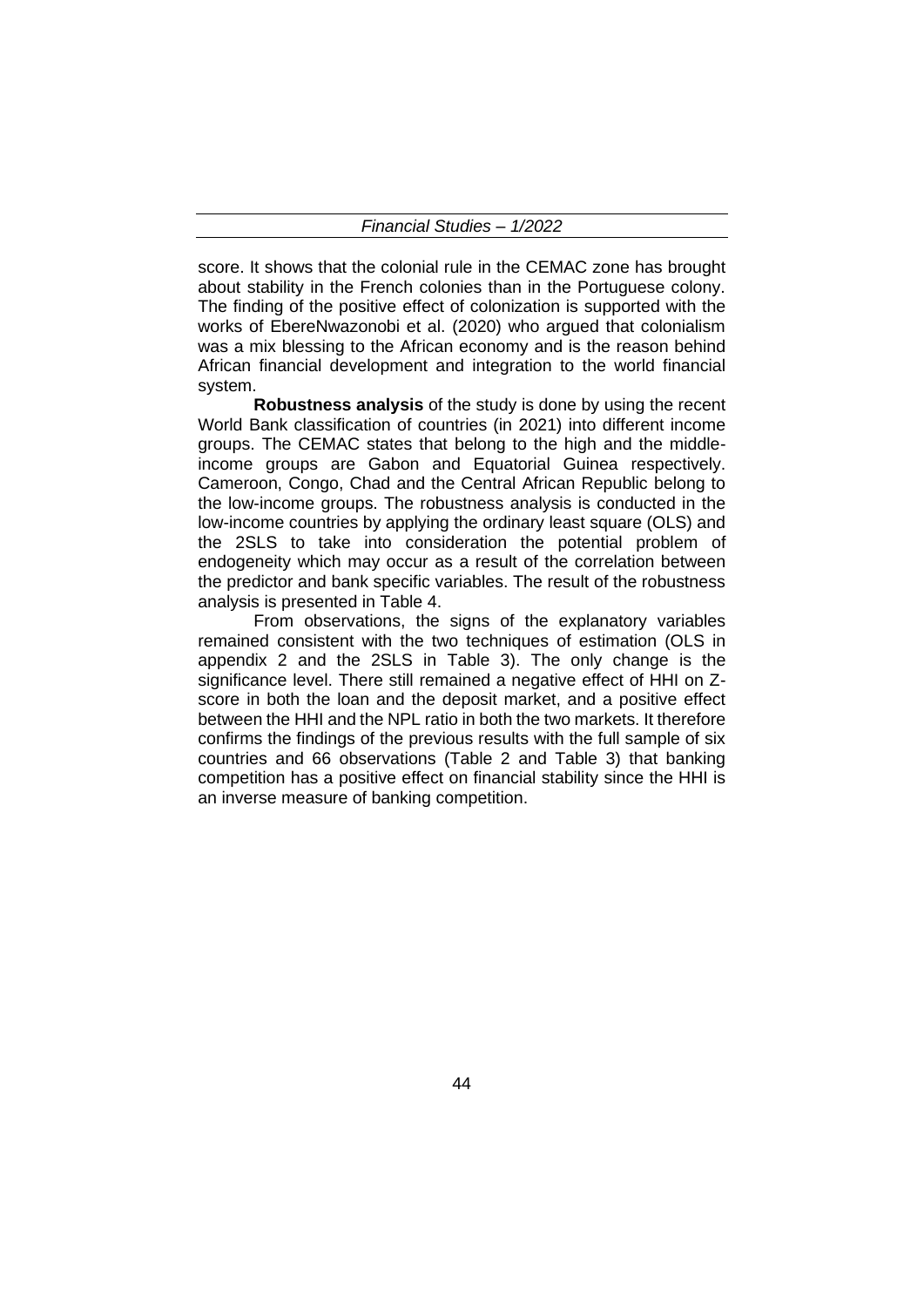score. It shows that the colonial rule in the CEMAC zone has brought about stability in the French colonies than in the Portuguese colony. The finding of the positive effect of colonization is supported with the works of EbereNwazonobi et al. (2020) who argued that colonialism was a mix blessing to the African economy and is the reason behind African financial development and integration to the world financial system.

**Robustness analysis** of the study is done by using the recent World Bank classification of countries (in 2021) into different income groups. The CEMAC states that belong to the high and the middle-income groups are Gabon and Equatorial Guinea respectively. Cameroon, Congo, Chad and the Central African Republic belong to the low-income groups. The robustness analysis is conducted in the low-income countries by applying the ordinary least square (OLS) and the 2SLS to take into consideration the potential problem of endogeneity which may occur as a result of the correlation between the predictor and bank specific variables. The result of the robustness analysis is presented in Table 4.

From observations, the signs of the explanatory variables remained consistent with the two techniques of estimation (OLS in appendix 2 and the 2SLS in Table 3). The only change is the significance level. There still remained a negative effect of HHI on Z-score in both the loan and the deposit market, and a positive effect between the HHI and the NPL ratio in both the two markets. It therefore confirms the findings of the previous results with the full sample of six countries and 66 observations (Table 2 and Table 3) that banking competition has a positive effect on financial stability since the HHI is an inverse measure of banking competition.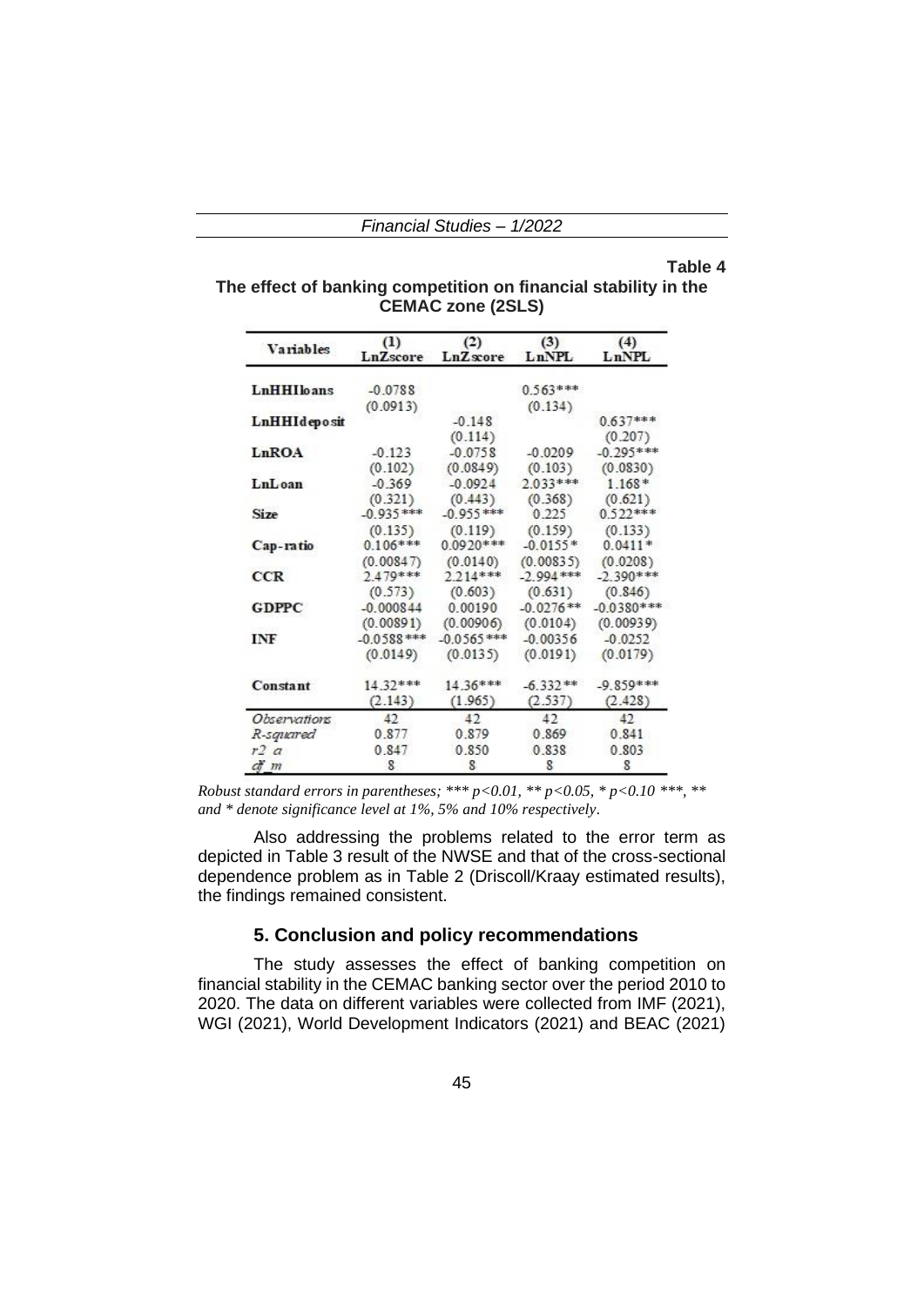**Table 4**

**The effect of banking competition on financial stability in the CEMAC zone (2SLS)**

| Variables | (1) LnZscore | (2) LnZscore | (3) LnNPL | (4) LnNPL |
|---|---|---|---|---|
| **LnHHIloans** | -0.0788 | | 0.563*** | |
| | (0.0913) | | (0.134) | |
| **LnHHIdeposit** | | -0.148 | | 0.637*** |
| | | (0.114) | | (0.207) |
| **LnROA** | -0.123 | -0.0758 | -0.0209 | -0.295*** |
| | (0.102) | (0.0849) | (0.103) | (0.0830) |
| **LnLoan** | -0.369 | -0.0924 | 2.033*** | 1.168* |
| | (0.321) | (0.443) | (0.368) | (0.621) |
| **Size** | -0.935*** | -0.955*** | 0.225 | 0.522*** |
| | (0.135) | (0.119) | (0.159) | (0.133) |
| **Cap-ratio** | 0.106*** | 0.0920*** | -0.0155* | 0.0411* |
| | (0.00847) | (0.0140) | (0.00835) | (0.0208) |
| **CCR** | 2.479*** | 2.214*** | -2.994*** | -2.390*** |
| | (0.573) | (0.603) | (0.631) | (0.846) |
| **GDPPC** | -0.000844 | 0.00190 | -0.0276** | -0.0380*** |
| | (0.00891) | (0.00906) | (0.0104) | (0.00939) |
| **INF** | -0.0588*** | -0.0565*** | -0.00356 | -0.0252 |
| | (0.0149) | (0.0135) | (0.0191) | (0.0179) |
| **Constant** | 14.32*** | 14.36*** | -6.332** | -9.859*** |
| | (2.143) | (1.965) | (2.537) | (2.428) |
| *Observations* | 42 | 42 | 42 | 42 |
| *R-squared* | 0.877 | 0.879 | 0.869 | 0.841 |
| *r2_a* | 0.847 | 0.850 | 0.838 | 0.803 |
| *df_m* | 8 | 8 | 8 | 8 |

*Robust standard errors in parentheses; *** p<0.01, ** p<0.05, * p<0.10 ***, ** and * denote significance level at 1%, 5% and 10% respectively.*

Also addressing the problems related to the error term as depicted in Table 3 result of the NWSE and that of the cross-sectional dependence problem as in Table 2 (Driscoll/Kraay estimated results), the findings remained consistent.

## 5. Conclusion and policy recommendations

The study assesses the effect of banking competition on financial stability in the CEMAC banking sector over the period 2010 to 2020. The data on different variables were collected from IMF (2021), WGI (2021), World Development Indicators (2021) and BEAC (2021)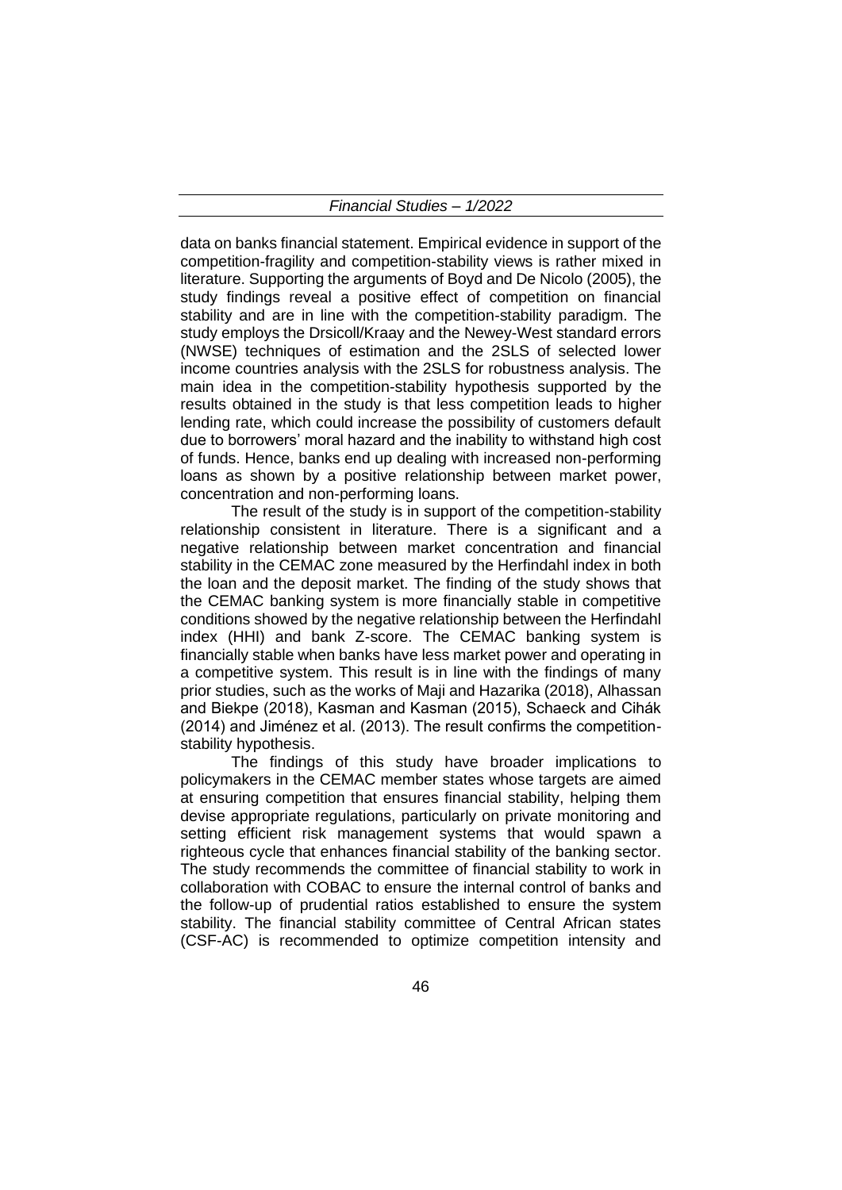data on banks financial statement. Empirical evidence in support of the competition-fragility and competition-stability views is rather mixed in literature. Supporting the arguments of Boyd and De Nicolo (2005), the study findings reveal a positive effect of competition on financial stability and are in line with the competition-stability paradigm. The study employs the Drsicoll/Kraay and the Newey-West standard errors (NWSE) techniques of estimation and the 2SLS of selected lower income countries analysis with the 2SLS for robustness analysis. The main idea in the competition-stability hypothesis supported by the results obtained in the study is that less competition leads to higher lending rate, which could increase the possibility of customers default due to borrowers' moral hazard and the inability to withstand high cost of funds. Hence, banks end up dealing with increased non-performing loans as shown by a positive relationship between market power, concentration and non-performing loans.

The result of the study is in support of the competition-stability relationship consistent in literature. There is a significant and a negative relationship between market concentration and financial stability in the CEMAC zone measured by the Herfindahl index in both the loan and the deposit market. The finding of the study shows that the CEMAC banking system is more financially stable in competitive conditions showed by the negative relationship between the Herfindahl index (HHI) and bank Z-score. The CEMAC banking system is financially stable when banks have less market power and operating in a competitive system. This result is in line with the findings of many prior studies, such as the works of Maji and Hazarika (2018), Alhassan and Biekpe (2018), Kasman and Kasman (2015), Schaeck and Cihák (2014) and Jiménez et al. (2013). The result confirms the competition-stability hypothesis.

The findings of this study have broader implications to policymakers in the CEMAC member states whose targets are aimed at ensuring competition that ensures financial stability, helping them devise appropriate regulations, particularly on private monitoring and setting efficient risk management systems that would spawn a righteous cycle that enhances financial stability of the banking sector. The study recommends the committee of financial stability to work in collaboration with COBAC to ensure the internal control of banks and the follow-up of prudential ratios established to ensure the system stability. The financial stability committee of Central African states (CSF-AC) is recommended to optimize competition intensity and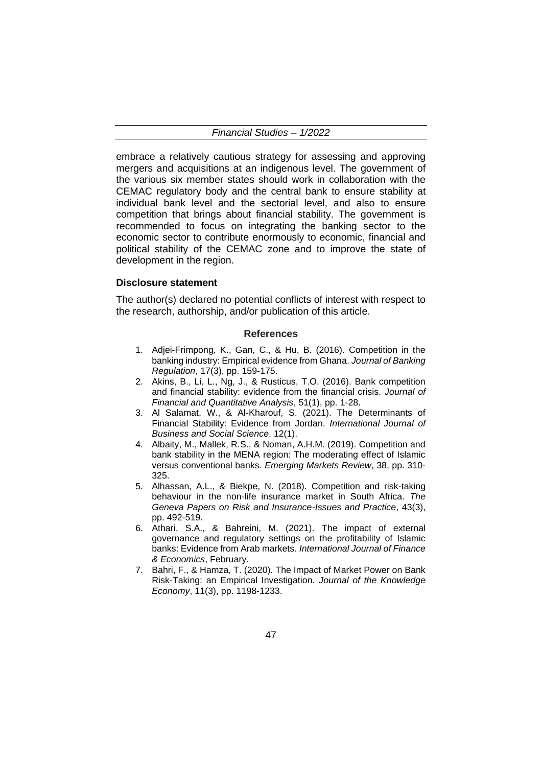embrace a relatively cautious strategy for assessing and approving mergers and acquisitions at an indigenous level. The government of the various six member states should work in collaboration with the CEMAC regulatory body and the central bank to ensure stability at individual bank level and the sectorial level, and also to ensure competition that brings about financial stability. The government is recommended to focus on integrating the banking sector to the economic sector to contribute enormously to economic, financial and political stability of the CEMAC zone and to improve the state of development in the region.

### Disclosure statement

The author(s) declared no potential conflicts of interest with respect to the research, authorship, and/or publication of this article.

## References

1. Adjei-Frimpong, K., Gan, C., & Hu, B. (2016). Competition in the banking industry: Empirical evidence from Ghana. *Journal of Banking Regulation*, 17(3), pp. 159-175.
2. Akins, B., Li, L., Ng, J., & Rusticus, T.O. (2016). Bank competition and financial stability: evidence from the financial crisis. *Journal of Financial and Quantitative Analysis*, 51(1), pp. 1-28.
3. Al Salamat, W., & Al-Kharouf, S. (2021). The Determinants of Financial Stability: Evidence from Jordan. *International Journal of Business and Social Science*, 12(1).
4. Albaity, M., Mallek, R.S., & Noman, A.H.M. (2019). Competition and bank stability in the MENA region: The moderating effect of Islamic versus conventional banks. *Emerging Markets Review*, 38, pp. 310-325.
5. Alhassan, A.L., & Biekpe, N. (2018). Competition and risk-taking behaviour in the non-life insurance market in South Africa. *The Geneva Papers on Risk and Insurance-Issues and Practice*, 43(3), pp. 492-519.
6. Athari, S.A., & Bahreini, M. (2021). The impact of external governance and regulatory settings on the profitability of Islamic banks: Evidence from Arab markets. *International Journal of Finance & Economics*, February.
7. Bahri, F., & Hamza, T. (2020). The Impact of Market Power on Bank Risk-Taking: an Empirical Investigation. *Journal of the Knowledge Economy*, 11(3), pp. 1198-1233.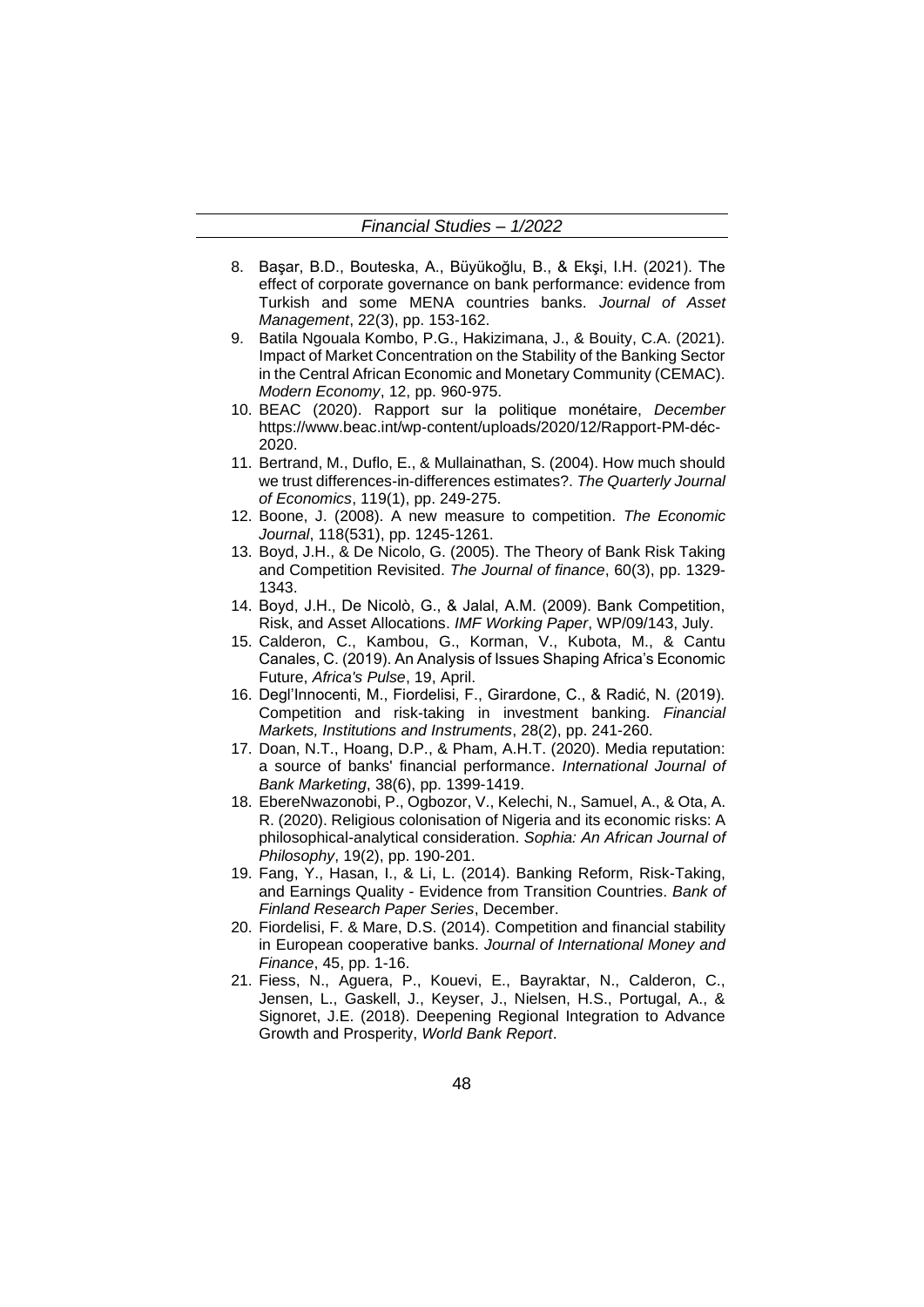8. Başar, B.D., Bouteska, A., Büyükoğlu, B., & Ekşi, I.H. (2021). The effect of corporate governance on bank performance: evidence from Turkish and some MENA countries banks. *Journal of Asset Management*, 22(3), pp. 153-162.
9. Batila Ngouala Kombo, P.G., Hakizimana, J., & Bouity, C.A. (2021). Impact of Market Concentration on the Stability of the Banking Sector in the Central African Economic and Monetary Community (CEMAC). *Modern Economy*, 12, pp. 960-975.
10. BEAC (2020). Rapport sur la politique monétaire, *December* https://www.beac.int/wp-content/uploads/2020/12/Rapport-PM-déc-2020.
11. Bertrand, M., Duflo, E., & Mullainathan, S. (2004). How much should we trust differences-in-differences estimates?. *The Quarterly Journal of Economics*, 119(1), pp. 249-275.
12. Boone, J. (2008). A new measure to competition. *The Economic Journal*, 118(531), pp. 1245-1261.
13. Boyd, J.H., & De Nicolo, G. (2005). The Theory of Bank Risk Taking and Competition Revisited. *The Journal of finance*, 60(3), pp. 1329-1343.
14. Boyd, J.H., De Nicolò, G., & Jalal, A.M. (2009). Bank Competition, Risk, and Asset Allocations. *IMF Working Paper*, WP/09/143, July.
15. Calderon, C., Kambou, G., Korman, V., Kubota, M., & Cantu Canales, C. (2019). An Analysis of Issues Shaping Africa's Economic Future, *Africa's Pulse*, 19, April.
16. Degl'Innocenti, M., Fiordelisi, F., Girardone, C., & Radić, N. (2019). Competition and risk-taking in investment banking. *Financial Markets, Institutions and Instruments*, 28(2), pp. 241-260.
17. Doan, N.T., Hoang, D.P., & Pham, A.H.T. (2020). Media reputation: a source of banks' financial performance. *International Journal of Bank Marketing*, 38(6), pp. 1399-1419.
18. EbereNwazonobi, P., Ogbozor, V., Kelechi, N., Samuel, A., & Ota, A. R. (2020). Religious colonisation of Nigeria and its economic risks: A philosophical-analytical consideration. *Sophia: An African Journal of Philosophy*, 19(2), pp. 190-201.
19. Fang, Y., Hasan, I., & Li, L. (2014). Banking Reform, Risk-Taking, and Earnings Quality - Evidence from Transition Countries. *Bank of Finland Research Paper Series*, December.
20. Fiordelisi, F. & Mare, D.S. (2014). Competition and financial stability in European cooperative banks. *Journal of International Money and Finance*, 45, pp. 1-16.
21. Fiess, N., Aguera, P., Kouevi, E., Bayraktar, N., Calderon, C., Jensen, L., Gaskell, J., Keyser, J., Nielsen, H.S., Portugal, A., & Signoret, J.E. (2018). Deepening Regional Integration to Advance Growth and Prosperity, *World Bank Report*.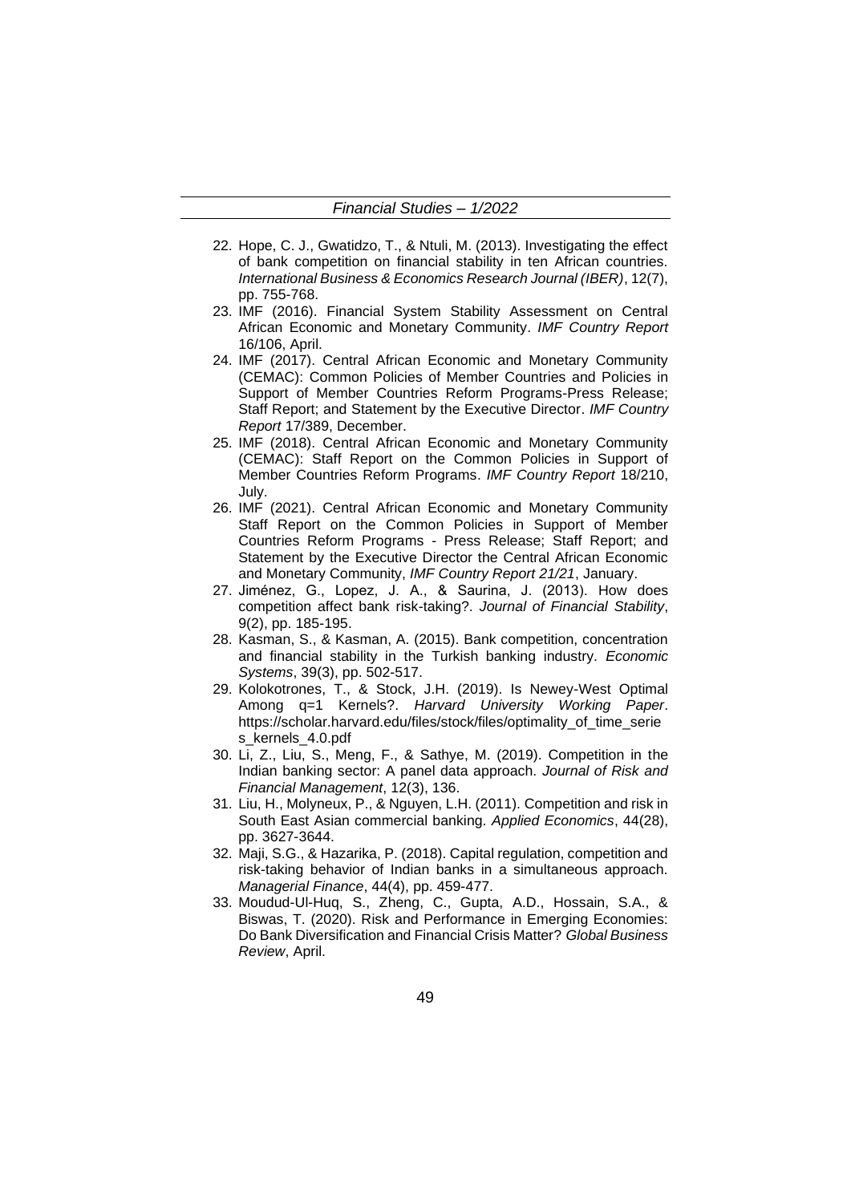22. Hope, C. J., Gwatidzo, T., & Ntuli, M. (2013). Investigating the effect of bank competition on financial stability in ten African countries. *International Business & Economics Research Journal (IBER)*, 12(7), pp. 755-768.
23. IMF (2016). Financial System Stability Assessment on Central African Economic and Monetary Community. *IMF Country Report* 16/106, April.
24. IMF (2017). Central African Economic and Monetary Community (CEMAC): Common Policies of Member Countries and Policies in Support of Member Countries Reform Programs-Press Release; Staff Report; and Statement by the Executive Director. *IMF Country Report* 17/389, December.
25. IMF (2018). Central African Economic and Monetary Community (CEMAC): Staff Report on the Common Policies in Support of Member Countries Reform Programs. *IMF Country Report* 18/210, July.
26. IMF (2021). Central African Economic and Monetary Community Staff Report on the Common Policies in Support of Member Countries Reform Programs - Press Release; Staff Report; and Statement by the Executive Director the Central African Economic and Monetary Community, *IMF Country Report 21/21*, January.
27. Jiménez, G., Lopez, J. A., & Saurina, J. (2013). How does competition affect bank risk-taking?. *Journal of Financial Stability*, 9(2), pp. 185-195.
28. Kasman, S., & Kasman, A. (2015). Bank competition, concentration and financial stability in the Turkish banking industry. *Economic Systems*, 39(3), pp. 502-517.
29. Kolokotrones, T., & Stock, J.H. (2019). Is Newey-West Optimal Among q=1 Kernels?. *Harvard University Working Paper*. https://scholar.harvard.edu/files/stock/files/optimality_of_time_series_kernels_4.0.pdf
30. Li, Z., Liu, S., Meng, F., & Sathye, M. (2019). Competition in the Indian banking sector: A panel data approach. *Journal of Risk and Financial Management*, 12(3), 136.
31. Liu, H., Molyneux, P., & Nguyen, L.H. (2011). Competition and risk in South East Asian commercial banking. *Applied Economics*, 44(28), pp. 3627-3644.
32. Maji, S.G., & Hazarika, P. (2018). Capital regulation, competition and risk-taking behavior of Indian banks in a simultaneous approach. *Managerial Finance*, 44(4), pp. 459-477.
33. Moudud-Ul-Huq, S., Zheng, C., Gupta, A.D., Hossain, S.A., & Biswas, T. (2020). Risk and Performance in Emerging Economies: Do Bank Diversification and Financial Crisis Matter? *Global Business Review*, April.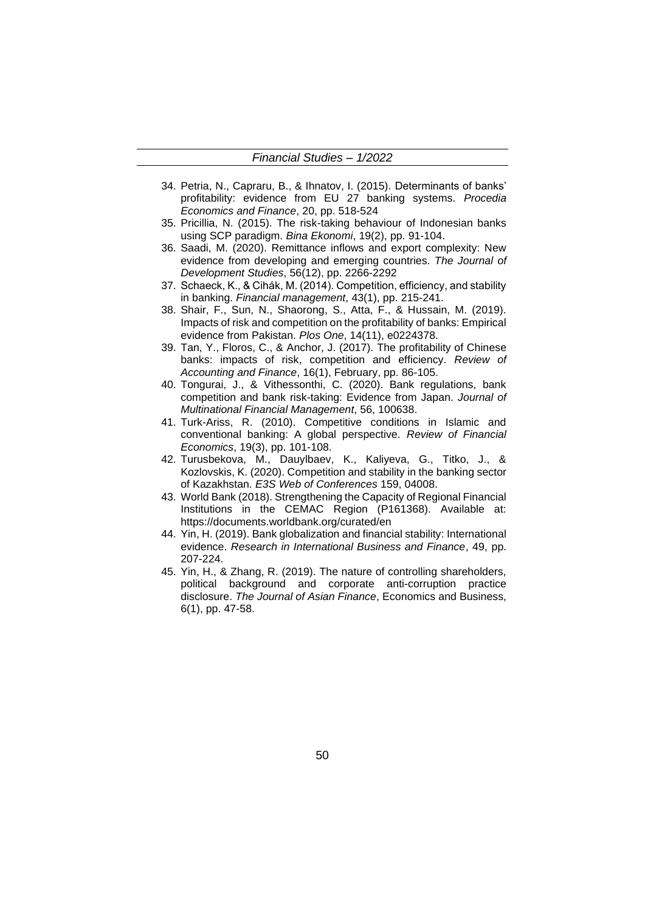34. Petria, N., Capraru, B., & Ihnatov, I. (2015). Determinants of banks' profitability: evidence from EU 27 banking systems. *Procedia Economics and Finance*, 20, pp. 518-524
35. Pricillia, N. (2015). The risk-taking behaviour of Indonesian banks using SCP paradigm. *Bina Ekonomi*, 19(2), pp. 91-104.
36. Saadi, M. (2020). Remittance inflows and export complexity: New evidence from developing and emerging countries. *The Journal of Development Studies*, 56(12), pp. 2266-2292
37. Schaeck, K., & Cihák, M. (2014). Competition, efficiency, and stability in banking. *Financial management*, 43(1), pp. 215-241.
38. Shair, F., Sun, N., Shaorong, S., Atta, F., & Hussain, M. (2019). Impacts of risk and competition on the profitability of banks: Empirical evidence from Pakistan. *Plos One*, 14(11), e0224378.
39. Tan, Y., Floros, C., & Anchor, J. (2017). The profitability of Chinese banks: impacts of risk, competition and efficiency. *Review of Accounting and Finance*, 16(1), February, pp. 86-105.
40. Tongurai, J., & Vithessonthi, C. (2020). Bank regulations, bank competition and bank risk-taking: Evidence from Japan. *Journal of Multinational Financial Management*, 56, 100638.
41. Turk-Ariss, R. (2010). Competitive conditions in Islamic and conventional banking: A global perspective. *Review of Financial Economics*, 19(3), pp. 101-108.
42. Turusbekova, M., Dauylbaev, K., Kaliyeva, G., Titko, J., & Kozlovskis, K. (2020). Competition and stability in the banking sector of Kazakhstan. *E3S Web of Conferences* 159, 04008.
43. World Bank (2018). Strengthening the Capacity of Regional Financial Institutions in the CEMAC Region (P161368). Available at: https://documents.worldbank.org/curated/en
44. Yin, H. (2019). Bank globalization and financial stability: International evidence. *Research in International Business and Finance*, 49, pp. 207-224.
45. Yin, H., & Zhang, R. (2019). The nature of controlling shareholders, political background and corporate anti-corruption practice disclosure. *The Journal of Asian Finance*, Economics and Business, 6(1), pp. 47-58.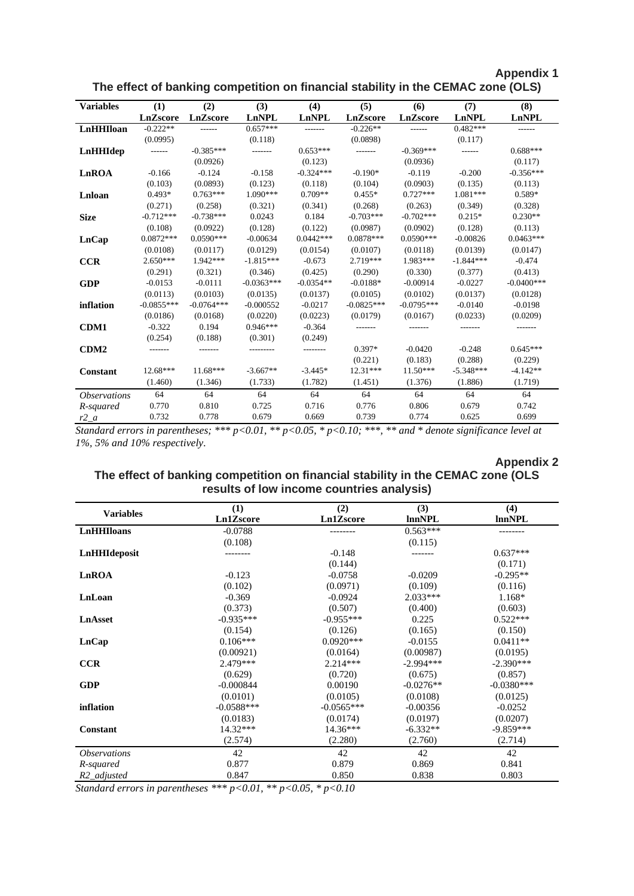**Appendix 1**

**The effect of banking competition on financial stability in the CEMAC zone (OLS)**

| Variables | (1) LnZscore | (2) LnZscore | (3) LnNPL | (4) LnNPL | (5) LnZscore | (6) LnZscore | (7) LnNPL | (8) LnNPL |
|---|---|---|---|---|---|---|---|---|
| **LnHHIloan** | -0.222** | ------ | 0.657*** | ------- | -0.226** | ------ | 0.482*** | ------ |
| | (0.0995) | | (0.118) | | (0.0898) | | (0.117) | |
| **LnHHIdep** | ------ | -0.385*** | ------- | 0.653*** | ------- | -0.369*** | ------ | 0.688*** |
| | | (0.0926) | | (0.123) | | (0.0936) | | (0.117) |
| **LnROA** | -0.166 | -0.124 | -0.158 | -0.324*** | -0.190* | -0.119 | -0.200 | -0.356*** |
| | (0.103) | (0.0893) | (0.123) | (0.118) | (0.104) | (0.0903) | (0.135) | (0.113) |
| **Lnloan** | 0.493* | 0.763*** | 1.090*** | 0.709** | 0.455* | 0.727*** | 1.081*** | 0.589* |
| | (0.271) | (0.258) | (0.321) | (0.341) | (0.268) | (0.263) | (0.349) | (0.328) |
| **Size** | -0.712*** | -0.738*** | 0.0243 | 0.184 | -0.703*** | -0.702*** | 0.215* | 0.230** |
| | (0.108) | (0.0922) | (0.128) | (0.122) | (0.0987) | (0.0902) | (0.128) | (0.113) |
| **LnCap** | 0.0872*** | 0.0590*** | -0.00634 | 0.0442*** | 0.0878*** | 0.0590*** | -0.00826 | 0.0463*** |
| | (0.0108) | (0.0117) | (0.0129) | (0.0154) | (0.0107) | (0.0118) | (0.0139) | (0.0147) |
| **CCR** | 2.650*** | 1.942*** | -1.815*** | -0.673 | 2.719*** | 1.983*** | -1.844*** | -0.474 |
| | (0.291) | (0.321) | (0.346) | (0.425) | (0.290) | (0.330) | (0.377) | (0.413) |
| **GDP** | -0.0153 | -0.0111 | -0.0363*** | -0.0354** | -0.0188* | -0.00914 | -0.0227 | -0.0400*** |
| | (0.0113) | (0.0103) | (0.0135) | (0.0137) | (0.0105) | (0.0102) | (0.0137) | (0.0128) |
| **inflation** | -0.0855*** | -0.0764*** | -0.000552 | -0.0217 | -0.0825*** | -0.0795*** | -0.0140 | -0.0198 |
| | (0.0186) | (0.0168) | (0.0220) | (0.0223) | (0.0179) | (0.0167) | (0.0233) | (0.0209) |
| **CDM1** | -0.322 | 0.194 | 0.946*** | -0.364 | ------- | ------- | ------- | ------- |
| | (0.254) | (0.188) | (0.301) | (0.249) | | | | |
| **CDM2** | ------- | ------- | --------- | -------- | 0.397* | -0.0420 | -0.248 | 0.645*** |
| | | | | | (0.221) | (0.183) | (0.288) | (0.229) |
| **Constant** | 12.68*** | 11.68*** | -3.667** | -3.445* | 12.31*** | 11.50*** | -5.348*** | -4.142** |
| | (1.460) | (1.346) | (1.733) | (1.782) | (1.451) | (1.376) | (1.886) | (1.719) |
| *Observations* | 64 | 64 | 64 | 64 | 64 | 64 | 64 | 64 |
| *R-squared* | 0.770 | 0.810 | 0.725 | 0.716 | 0.776 | 0.806 | 0.679 | 0.742 |
| *r2_a* | 0.732 | 0.778 | 0.679 | 0.669 | 0.739 | 0.774 | 0.625 | 0.699 |

*Standard errors in parentheses; *** p<0.01, ** p<0.05, * p<0.10; ***, ** and * denote significance level at 1%, 5% and 10% respectively.*

**Appendix 2**

**The effect of banking competition on financial stability in the CEMAC zone (OLS results of low income countries analysis)**

| Variables | (1) Ln1Zscore | (2) Ln1Zscore | (3) lnnNPL | (4) lnnNPL |
|---|---|---|---|---|
| **LnHHIloans** | -0.0788 | -------- | 0.563*** | -------- |
| | (0.108) | | (0.115) | |
| **LnHHIdeposit** | -------- | -0.148 | ------- | 0.637*** |
| | | (0.144) | | (0.171) |
| **LnROA** | -0.123 | -0.0758 | -0.0209 | -0.295** |
| | (0.102) | (0.0971) | (0.109) | (0.116) |
| **LnLoan** | -0.369 | -0.0924 | 2.033*** | 1.168* |
| | (0.373) | (0.507) | (0.400) | (0.603) |
| **LnAsset** | -0.935*** | -0.955*** | 0.225 | 0.522*** |
| | (0.154) | (0.126) | (0.165) | (0.150) |
| **LnCap** | 0.106*** | 0.0920*** | -0.0155 | 0.0411** |
| | (0.00921) | (0.0164) | (0.00987) | (0.0195) |
| **CCR** | 2.479*** | 2.214*** | -2.994*** | -2.390*** |
| | (0.629) | (0.720) | (0.675) | (0.857) |
| **GDP** | -0.000844 | 0.00190 | -0.0276** | -0.0380*** |
| | (0.0101) | (0.0105) | (0.0108) | (0.0125) |
| **inflation** | -0.0588*** | -0.0565*** | -0.00356 | -0.0252 |
| | (0.0183) | (0.0174) | (0.0197) | (0.0207) |
| **Constant** | 14.32*** | 14.36*** | -6.332** | -9.859*** |
| | (2.574) | (2.280) | (2.760) | (2.714) |
| *Observations* | 42 | 42 | 42 | 42 |
| *R-squared* | 0.877 | 0.879 | 0.869 | 0.841 |
| *R2_adjusted* | 0.847 | 0.850 | 0.838 | 0.803 |

*Standard errors in parentheses *** p<0.01, ** p<0.05, * p<0.10*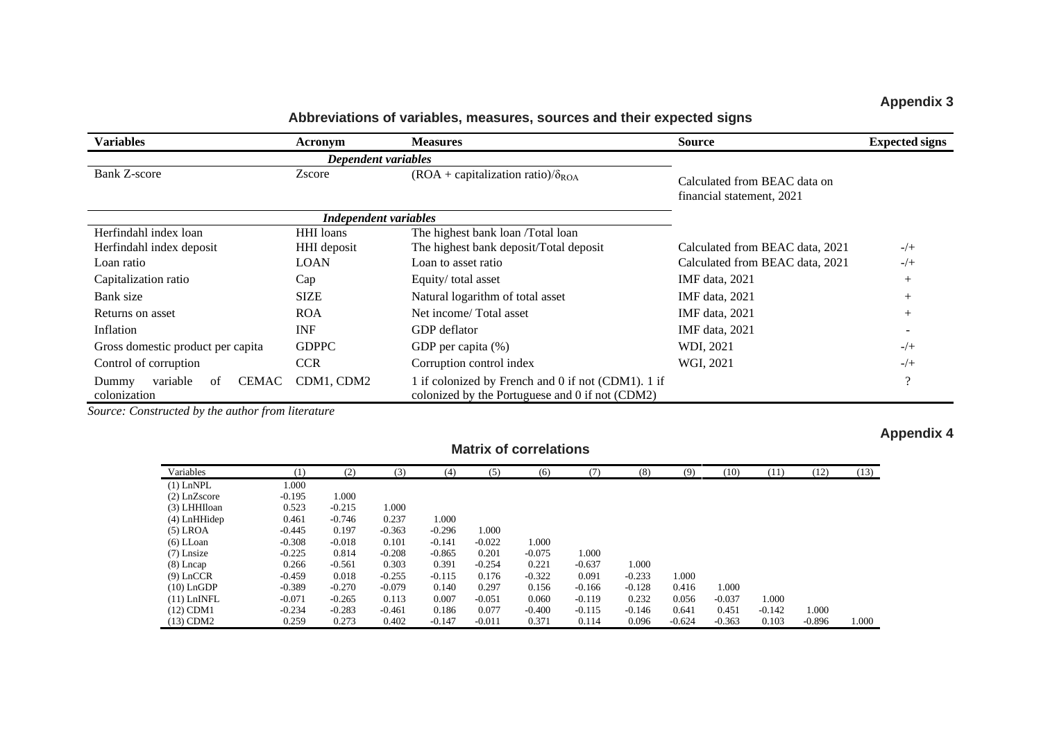**Appendix 3**

**Abbreviations of variables, measures, sources and their expected signs**

| Variables | Acronym | Measures | Source | Expected signs |
|---|---|---|---|---|
| *Dependent variables* | | | | |
| Bank Z-score | Zscore | (ROA + capitalization ratio)/$\delta_{ROA}$ | Calculated from BEAC data on financial statement, 2021 | |
| *Independent variables* | | | | |
| Herfindahl index loan | HHI loans | The highest bank loan /Total loan | | |
| Herfindahl index deposit | HHI deposit | The highest bank deposit/Total deposit | Calculated from BEAC data, 2021 | -/+ |
| Loan ratio | LOAN | Loan to asset ratio | Calculated from BEAC data, 2021 | -/+ |
| Capitalization ratio | Cap | Equity/ total asset | IMF data, 2021 | + |
| Bank size | SIZE | Natural logarithm of total asset | IMF data, 2021 | + |
| Returns on asset | ROA | Net income/ Total asset | IMF data, 2021 | + |
| Inflation | INF | GDP deflator | IMF data, 2021 | - |
| Gross domestic product per capita | GDPPC | GDP per capita (%) | WDI, 2021 | -/+ |
| Control of corruption | CCR | Corruption control index | WGI, 2021 | -/+ |
| Dummy variable of CEMAC colonization | CDM1, CDM2 | 1 if colonized by French and 0 if not (CDM1). 1 if colonized by the Portuguese and 0 if not (CDM2) | | ? |

*Source: Constructed by the author from literature*

**Appendix 4**

**Matrix of correlations**

| Variables | (1) | (2) | (3) | (4) | (5) | (6) | (7) | (8) | (9) | (10) | (11) | (12) | (13) |
|---|---|---|---|---|---|---|---|---|---|---|---|---|---|
| (1) LnNPL | 1.000 | | | | | | | | | | | | |
| (2) LnZscore | -0.195 | 1.000 | | | | | | | | | | | |
| (3) LHHIloan | 0.523 | -0.215 | 1.000 | | | | | | | | | | |
| (4) LnHHidep | 0.461 | -0.746 | 0.237 | 1.000 | | | | | | | | | |
| (5) LROA | -0.445 | 0.197 | -0.363 | -0.296 | 1.000 | | | | | | | | |
| (6) LLoan | -0.308 | -0.018 | 0.101 | -0.141 | -0.022 | 1.000 | | | | | | | |
| (7) Lnsize | -0.225 | 0.814 | -0.208 | -0.865 | 0.201 | -0.075 | 1.000 | | | | | | |
| (8) Lncap | 0.266 | -0.561 | 0.303 | 0.391 | -0.254 | 0.221 | -0.637 | 1.000 | | | | | |
| (9) LnCCR | -0.459 | 0.018 | -0.255 | -0.115 | 0.176 | -0.322 | 0.091 | -0.233 | 1.000 | | | | |
| (10) LnGDP | -0.389 | -0.270 | -0.079 | 0.140 | 0.297 | 0.156 | -0.166 | -0.128 | 0.416 | 1.000 | | | |
| (11) LnINFL | -0.071 | -0.265 | 0.113 | 0.007 | -0.051 | 0.060 | -0.119 | 0.232 | 0.056 | -0.037 | 1.000 | | |
| (12) CDM1 | -0.234 | -0.283 | -0.461 | 0.186 | 0.077 | -0.400 | -0.115 | -0.146 | 0.641 | 0.451 | -0.142 | 1.000 | |
| (13) CDM2 | 0.259 | 0.273 | 0.402 | -0.147 | -0.011 | 0.371 | 0.114 | 0.096 | -0.624 | -0.363 | 0.103 | -0.896 | 1.000 |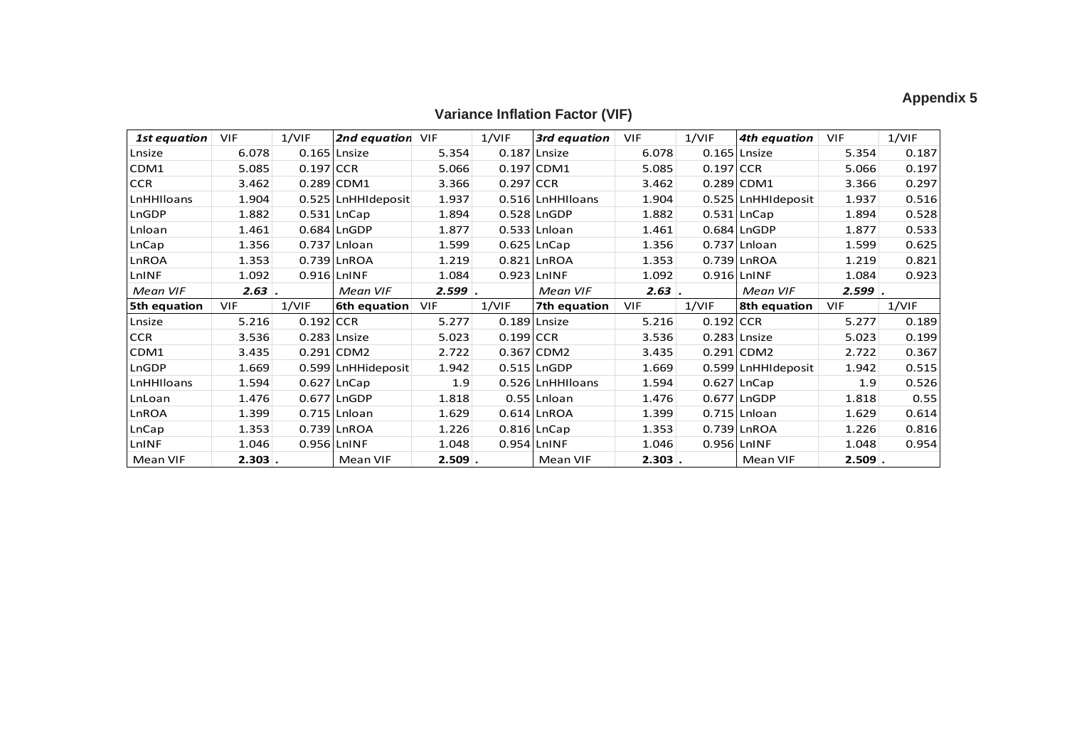**Appendix 5**

## Variance Inflation Factor (VIF)

| *1st equation* | VIF | 1/VIF | *2nd equation* | VIF | 1/VIF | *3rd equation* | VIF | 1/VIF | *4th equation* | VIF | 1/VIF |
|---|---|---|---|---|---|---|---|---|---|---|---|
| Lnsize | 6.078 | 0.165 | Lnsize | 5.354 | 0.187 | Lnsize | 6.078 | 0.165 | Lnsize | 5.354 | 0.187 |
| CDM1 | 5.085 | 0.197 | CCR | 5.066 | 0.197 | CDM1 | 5.085 | 0.197 | CCR | 5.066 | 0.197 |
| CCR | 3.462 | 0.289 | CDM1 | 3.366 | 0.297 | CCR | 3.462 | 0.289 | CDM1 | 3.366 | 0.297 |
| LnHHIloans | 1.904 | 0.525 | LnHHIdeposit | 1.937 | 0.516 | LnHHIloans | 1.904 | 0.525 | LnHHIdeposit | 1.937 | 0.516 |
| LnGDP | 1.882 | 0.531 | LnCap | 1.894 | 0.528 | LnGDP | 1.882 | 0.531 | LnCap | 1.894 | 0.528 |
| Lnloan | 1.461 | 0.684 | LnGDP | 1.877 | 0.533 | Lnloan | 1.461 | 0.684 | LnGDP | 1.877 | 0.533 |
| LnCap | 1.356 | 0.737 | Lnloan | 1.599 | 0.625 | LnCap | 1.356 | 0.737 | Lnloan | 1.599 | 0.625 |
| LnROA | 1.353 | 0.739 | LnROA | 1.219 | 0.821 | LnROA | 1.353 | 0.739 | LnROA | 1.219 | 0.821 |
| LnINF | 1.092 | 0.916 | LnINF | 1.084 | 0.923 | LnINF | 1.092 | 0.916 | LnINF | 1.084 | 0.923 |
| *Mean VIF* | ***2.63*** | . | *Mean VIF* | ***2.599*** | . | *Mean VIF* | ***2.63*** | . | *Mean VIF* | ***2.599*** | . |
| **5th equation** | VIF | 1/VIF | **6th equation** | VIF | 1/VIF | **7th equation** | VIF | 1/VIF | **8th equation** | VIF | 1/VIF |
| Lnsize | 5.216 | 0.192 | CCR | 5.277 | 0.189 | Lnsize | 5.216 | 0.192 | CCR | 5.277 | 0.189 |
| CCR | 3.536 | 0.283 | Lnsize | 5.023 | 0.199 | CCR | 3.536 | 0.283 | Lnsize | 5.023 | 0.199 |
| CDM1 | 3.435 | 0.291 | CDM2 | 2.722 | 0.367 | CDM2 | 3.435 | 0.291 | CDM2 | 2.722 | 0.367 |
| LnGDP | 1.669 | 0.599 | LnHHIdeposit | 1.942 | 0.515 | LnGDP | 1.669 | 0.599 | LnHHIdeposit | 1.942 | 0.515 |
| LnHHIloans | 1.594 | 0.627 | LnCap | 1.9 | 0.526 | LnHHIloans | 1.594 | 0.627 | LnCap | 1.9 | 0.526 |
| LnLoan | 1.476 | 0.677 | LnGDP | 1.818 | 0.55 | Lnloan | 1.476 | 0.677 | LnGDP | 1.818 | 0.55 |
| LnROA | 1.399 | 0.715 | Lnloan | 1.629 | 0.614 | LnROA | 1.399 | 0.715 | Lnloan | 1.629 | 0.614 |
| LnCap | 1.353 | 0.739 | LnROA | 1.226 | 0.816 | LnCap | 1.353 | 0.739 | LnROA | 1.226 | 0.816 |
| LnINF | 1.046 | 0.956 | LnINF | 1.048 | 0.954 | LnINF | 1.046 | 0.956 | LnINF | 1.048 | 0.954 |
| Mean VIF | **2.303** | . | Mean VIF | **2.509** | . | Mean VIF | **2.303** | . | Mean VIF | **2.509** | . |